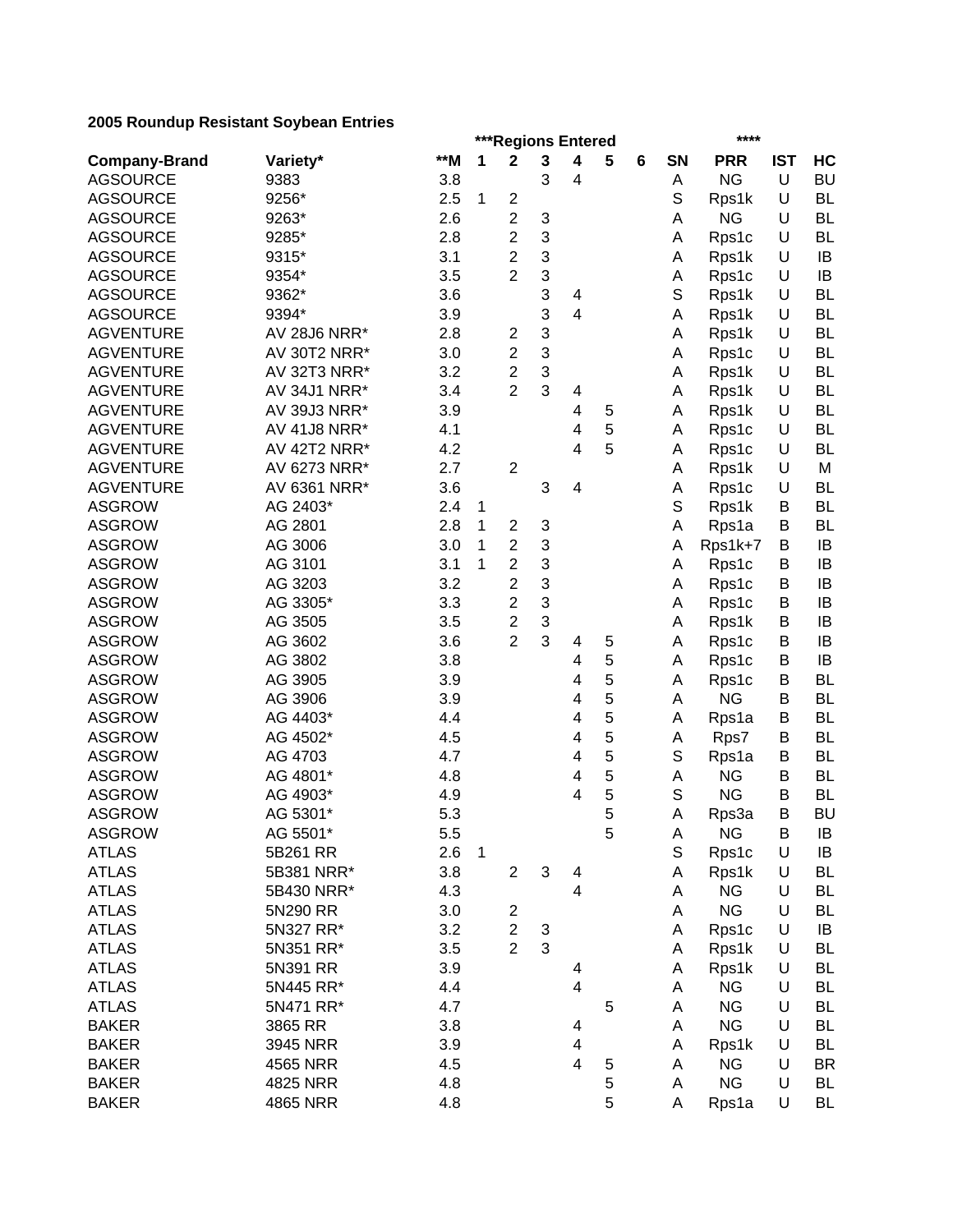**2005 Roundup Resistant Soybean Entries**

| | | | ***Regions Entered | | | | | | | **** | | |
|---|---|---|---|---|---|---|---|---|---|---|---|---|
| **Company-Brand** | **Variety*** | ****M** | **1** | **2** | **3** | **4** | **5** | **6** | **SN** | **PRR** | **IST** | **HC** |
| AGSOURCE | 9383 | 3.8 | | | 3 | 4 | | | A | NG | U | BU |
| AGSOURCE | 9256* | 2.5 | 1 | 2 | | | | | S | Rps1k | U | BL |
| AGSOURCE | 9263* | 2.6 | | 2 | 3 | | | | A | NG | U | BL |
| AGSOURCE | 9285* | 2.8 | | 2 | 3 | | | | A | Rps1c | U | BL |
| AGSOURCE | 9315* | 3.1 | | 2 | 3 | | | | A | Rps1k | U | IB |
| AGSOURCE | 9354* | 3.5 | | 2 | 3 | | | | A | Rps1c | U | IB |
| AGSOURCE | 9362* | 3.6 | | | 3 | 4 | | | S | Rps1k | U | BL |
| AGSOURCE | 9394* | 3.9 | | | 3 | 4 | | | A | Rps1k | U | BL |
| AGVENTURE | AV 28J6 NRR* | 2.8 | | 2 | 3 | | | | A | Rps1k | U | BL |
| AGVENTURE | AV 30T2 NRR* | 3.0 | | 2 | 3 | | | | A | Rps1c | U | BL |
| AGVENTURE | AV 32T3 NRR* | 3.2 | | 2 | 3 | | | | A | Rps1k | U | BL |
| AGVENTURE | AV 34J1 NRR* | 3.4 | | 2 | 3 | 4 | | | A | Rps1k | U | BL |
| AGVENTURE | AV 39J3 NRR* | 3.9 | | | | 4 | 5 | | A | Rps1k | U | BL |
| AGVENTURE | AV 41J8 NRR* | 4.1 | | | | 4 | 5 | | A | Rps1c | U | BL |
| AGVENTURE | AV 42T2 NRR* | 4.2 | | | | 4 | 5 | | A | Rps1c | U | BL |
| AGVENTURE | AV 6273 NRR* | 2.7 | | 2 | | | | | A | Rps1k | U | M |
| AGVENTURE | AV 6361 NRR* | 3.6 | | | 3 | 4 | | | A | Rps1c | U | BL |
| ASGROW | AG 2403* | 2.4 | 1 | | | | | | S | Rps1k | B | BL |
| ASGROW | AG 2801 | 2.8 | 1 | 2 | 3 | | | | A | Rps1a | B | BL |
| ASGROW | AG 3006 | 3.0 | 1 | 2 | 3 | | | | A | Rps1k+7 | B | IB |
| ASGROW | AG 3101 | 3.1 | 1 | 2 | 3 | | | | A | Rps1c | B | IB |
| ASGROW | AG 3203 | 3.2 | | 2 | 3 | | | | A | Rps1c | B | IB |
| ASGROW | AG 3305* | 3.3 | | 2 | 3 | | | | A | Rps1c | B | IB |
| ASGROW | AG 3505 | 3.5 | | 2 | 3 | | | | A | Rps1k | B | IB |
| ASGROW | AG 3602 | 3.6 | | 2 | 3 | 4 | 5 | | A | Rps1c | B | IB |
| ASGROW | AG 3802 | 3.8 | | | | 4 | 5 | | A | Rps1c | B | IB |
| ASGROW | AG 3905 | 3.9 | | | | 4 | 5 | | A | Rps1c | B | BL |
| ASGROW | AG 3906 | 3.9 | | | | 4 | 5 | | A | NG | B | BL |
| ASGROW | AG 4403* | 4.4 | | | | 4 | 5 | | A | Rps1a | B | BL |
| ASGROW | AG 4502* | 4.5 | | | | 4 | 5 | | A | Rps7 | B | BL |
| ASGROW | AG 4703 | 4.7 | | | | 4 | 5 | | S | Rps1a | B | BL |
| ASGROW | AG 4801* | 4.8 | | | | 4 | 5 | | A | NG | B | BL |
| ASGROW | AG 4903* | 4.9 | | | | 4 | 5 | | S | NG | B | BL |
| ASGROW | AG 5301* | 5.3 | | | | | 5 | | A | Rps3a | B | BU |
| ASGROW | AG 5501* | 5.5 | | | | | 5 | | A | NG | B | IB |
| ATLAS | 5B261 RR | 2.6 | 1 | | | | | | S | Rps1c | U | IB |
| ATLAS | 5B381 NRR* | 3.8 | | 2 | 3 | 4 | | | A | Rps1k | U | BL |
| ATLAS | 5B430 NRR* | 4.3 | | | | 4 | | | A | NG | U | BL |
| ATLAS | 5N290 RR | 3.0 | | 2 | | | | | A | NG | U | BL |
| ATLAS | 5N327 RR* | 3.2 | | 2 | 3 | | | | A | Rps1c | U | IB |
| ATLAS | 5N351 RR* | 3.5 | | 2 | 3 | | | | A | Rps1k | U | BL |
| ATLAS | 5N391 RR | 3.9 | | | | 4 | | | A | Rps1k | U | BL |
| ATLAS | 5N445 RR* | 4.4 | | | | 4 | | | A | NG | U | BL |
| ATLAS | 5N471 RR* | 4.7 | | | | | 5 | | A | NG | U | BL |
| BAKER | 3865 RR | 3.8 | | | | 4 | | | A | NG | U | BL |
| BAKER | 3945 NRR | 3.9 | | | | 4 | | | A | Rps1k | U | BL |
| BAKER | 4565 NRR | 4.5 | | | | 4 | 5 | | A | NG | U | BR |
| BAKER | 4825 NRR | 4.8 | | | | | 5 | | A | NG | U | BL |
| BAKER | 4865 NRR | 4.8 | | | | | 5 | | A | Rps1a | U | BL |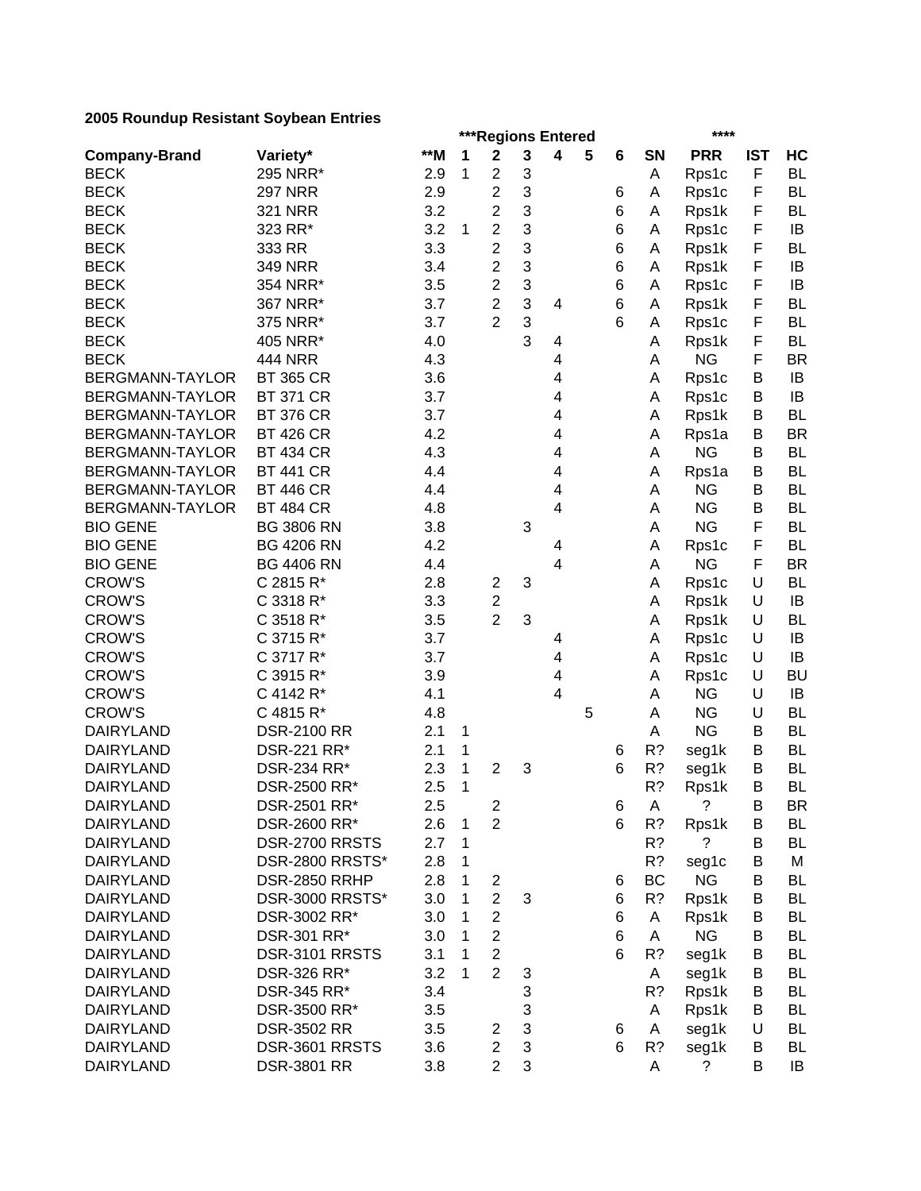## 2005 Roundup Resistant Soybean Entries

| | | | ***Regions Entered | | | | | | | **** | | |
|---|---|---|---|---|---|---|---|---|---|---|---|---|
| **Company-Brand** | **Variety*** | **M | **1** | **2** | **3** | **4** | **5** | **6** | **SN** | **PRR** | **IST** | **HC** |
| BECK | 295 NRR* | 2.9 | 1 | 2 | 3 | | | | A | Rps1c | F | BL |
| BECK | 297 NRR | 2.9 | | 2 | 3 | | | 6 | A | Rps1c | F | BL |
| BECK | 321 NRR | 3.2 | | 2 | 3 | | | 6 | A | Rps1k | F | BL |
| BECK | 323 RR* | 3.2 | 1 | 2 | 3 | | | 6 | A | Rps1c | F | IB |
| BECK | 333 RR | 3.3 | | 2 | 3 | | | 6 | A | Rps1k | F | BL |
| BECK | 349 NRR | 3.4 | | 2 | 3 | | | 6 | A | Rps1k | F | IB |
| BECK | 354 NRR* | 3.5 | | 2 | 3 | | | 6 | A | Rps1c | F | IB |
| BECK | 367 NRR* | 3.7 | | 2 | 3 | 4 | | 6 | A | Rps1k | F | BL |
| BECK | 375 NRR* | 3.7 | | 2 | 3 | | | 6 | A | Rps1c | F | BL |
| BECK | 405 NRR* | 4.0 | | | 3 | 4 | | | A | Rps1k | F | BL |
| BECK | 444 NRR | 4.3 | | | | 4 | | | A | NG | F | BR |
| BERGMANN-TAYLOR | BT 365 CR | 3.6 | | | | 4 | | | A | Rps1c | B | IB |
| BERGMANN-TAYLOR | BT 371 CR | 3.7 | | | | 4 | | | A | Rps1c | B | IB |
| BERGMANN-TAYLOR | BT 376 CR | 3.7 | | | | 4 | | | A | Rps1k | B | BL |
| BERGMANN-TAYLOR | BT 426 CR | 4.2 | | | | 4 | | | A | Rps1a | B | BR |
| BERGMANN-TAYLOR | BT 434 CR | 4.3 | | | | 4 | | | A | NG | B | BL |
| BERGMANN-TAYLOR | BT 441 CR | 4.4 | | | | 4 | | | A | Rps1a | B | BL |
| BERGMANN-TAYLOR | BT 446 CR | 4.4 | | | | 4 | | | A | NG | B | BL |
| BERGMANN-TAYLOR | BT 484 CR | 4.8 | | | | 4 | | | A | NG | B | BL |
| BIO GENE | BG 3806 RN | 3.8 | | | 3 | | | | A | NG | F | BL |
| BIO GENE | BG 4206 RN | 4.2 | | | | 4 | | | A | Rps1c | F | BL |
| BIO GENE | BG 4406 RN | 4.4 | | | | 4 | | | A | NG | F | BR |
| CROW'S | C 2815 R* | 2.8 | | 2 | 3 | | | | A | Rps1c | U | BL |
| CROW'S | C 3318 R* | 3.3 | | 2 | | | | | A | Rps1k | U | IB |
| CROW'S | C 3518 R* | 3.5 | | 2 | 3 | | | | A | Rps1k | U | BL |
| CROW'S | C 3715 R* | 3.7 | | | | 4 | | | A | Rps1c | U | IB |
| CROW'S | C 3717 R* | 3.7 | | | | 4 | | | A | Rps1c | U | IB |
| CROW'S | C 3915 R* | 3.9 | | | | 4 | | | A | Rps1c | U | BU |
| CROW'S | C 4142 R* | 4.1 | | | | 4 | | | A | NG | U | IB |
| CROW'S | C 4815 R* | 4.8 | | | | | 5 | | A | NG | U | BL |
| DAIRYLAND | DSR-2100 RR | 2.1 | 1 | | | | | | A | NG | B | BL |
| DAIRYLAND | DSR-221 RR* | 2.1 | 1 | | | | | 6 | R? | seg1k | B | BL |
| DAIRYLAND | DSR-234 RR* | 2.3 | 1 | 2 | 3 | | | 6 | R? | seg1k | B | BL |
| DAIRYLAND | DSR-2500 RR* | 2.5 | 1 | | | | | | R? | Rps1k | B | BL |
| DAIRYLAND | DSR-2501 RR* | 2.5 | | 2 | | | | 6 | A | ? | B | BR |
| DAIRYLAND | DSR-2600 RR* | 2.6 | 1 | 2 | | | | 6 | R? | Rps1k | B | BL |
| DAIRYLAND | DSR-2700 RRSTS | 2.7 | 1 | | | | | | R? | ? | B | BL |
| DAIRYLAND | DSR-2800 RRSTS* | 2.8 | 1 | | | | | | R? | seg1c | B | M |
| DAIRYLAND | DSR-2850 RRHP | 2.8 | 1 | 2 | | | | 6 | BC | NG | B | BL |
| DAIRYLAND | DSR-3000 RRSTS* | 3.0 | 1 | 2 | 3 | | | 6 | R? | Rps1k | B | BL |
| DAIRYLAND | DSR-3002 RR* | 3.0 | 1 | 2 | | | | 6 | A | Rps1k | B | BL |
| DAIRYLAND | DSR-301 RR* | 3.0 | 1 | 2 | | | | 6 | A | NG | B | BL |
| DAIRYLAND | DSR-3101 RRSTS | 3.1 | 1 | 2 | | | | 6 | R? | seg1k | B | BL |
| DAIRYLAND | DSR-326 RR* | 3.2 | 1 | 2 | 3 | | | | A | seg1k | B | BL |
| DAIRYLAND | DSR-345 RR* | 3.4 | | | 3 | | | | R? | Rps1k | B | BL |
| DAIRYLAND | DSR-3500 RR* | 3.5 | | | 3 | | | | A | Rps1k | B | BL |
| DAIRYLAND | DSR-3502 RR | 3.5 | | 2 | 3 | | | 6 | A | seg1k | U | BL |
| DAIRYLAND | DSR-3601 RRSTS | 3.6 | | 2 | 3 | | | 6 | R? | seg1k | B | BL |
| DAIRYLAND | DSR-3801 RR | 3.8 | | 2 | 3 | | | | A | ? | B | IB |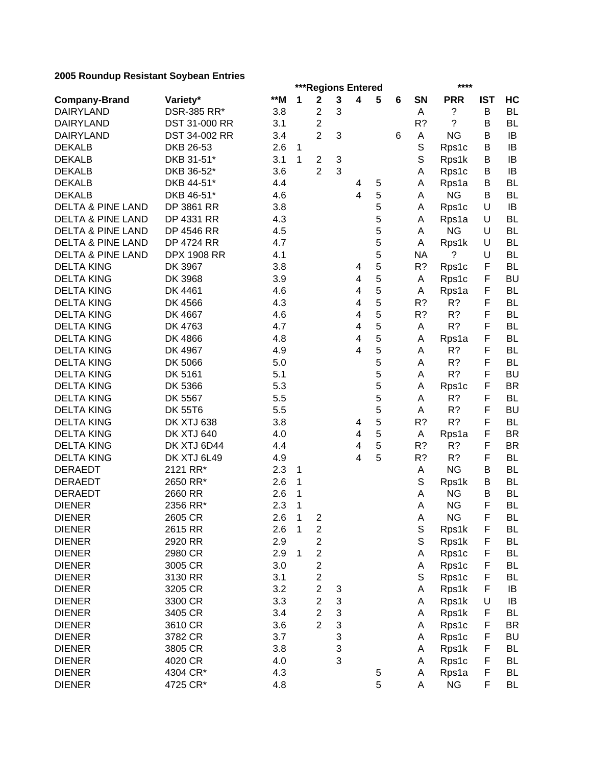**2005 Roundup Resistant Soybean Entries**

| | | | ***Regions Entered | | | | | | | **** | | |
|---|---|---|---|---|---|---|---|---|---|---|---|---|
| **Company-Brand** | **Variety*** | **M | **1** | **2** | **3** | **4** | **5** | **6** | **SN** | **PRR** | **IST** | **HC** |
| DAIRYLAND | DSR-385 RR* | 3.8 | | 2 | 3 | | | | A | ? | B | BL |
| DAIRYLAND | DST 31-000 RR | 3.1 | | 2 | | | | | R? | ? | B | BL |
| DAIRYLAND | DST 34-002 RR | 3.4 | | 2 | 3 | | | 6 | A | NG | B | IB |
| DEKALB | DKB 26-53 | 2.6 | 1 | | | | | | S | Rps1c | B | IB |
| DEKALB | DKB 31-51* | 3.1 | 1 | 2 | 3 | | | | S | Rps1k | B | IB |
| DEKALB | DKB 36-52* | 3.6 | | 2 | 3 | | | | A | Rps1c | B | IB |
| DEKALB | DKB 44-51* | 4.4 | | | | 4 | 5 | | A | Rps1a | B | BL |
| DEKALB | DKB 46-51* | 4.6 | | | | 4 | 5 | | A | NG | B | BL |
| DELTA & PINE LAND | DP 3861 RR | 3.8 | | | | | 5 | | A | Rps1c | U | IB |
| DELTA & PINE LAND | DP 4331 RR | 4.3 | | | | | 5 | | A | Rps1a | U | BL |
| DELTA & PINE LAND | DP 4546 RR | 4.5 | | | | | 5 | | A | NG | U | BL |
| DELTA & PINE LAND | DP 4724 RR | 4.7 | | | | | 5 | | A | Rps1k | U | BL |
| DELTA & PINE LAND | DPX 1908 RR | 4.1 | | | | | 5 | | NA | ? | U | BL |
| DELTA KING | DK 3967 | 3.8 | | | | 4 | 5 | | R? | Rps1c | F | BL |
| DELTA KING | DK 3968 | 3.9 | | | | 4 | 5 | | A | Rps1c | F | BU |
| DELTA KING | DK 4461 | 4.6 | | | | 4 | 5 | | A | Rps1a | F | BL |
| DELTA KING | DK 4566 | 4.3 | | | | 4 | 5 | | R? | R? | F | BL |
| DELTA KING | DK 4667 | 4.6 | | | | 4 | 5 | | R? | R? | F | BL |
| DELTA KING | DK 4763 | 4.7 | | | | 4 | 5 | | A | R? | F | BL |
| DELTA KING | DK 4866 | 4.8 | | | | 4 | 5 | | A | Rps1a | F | BL |
| DELTA KING | DK 4967 | 4.9 | | | | 4 | 5 | | A | R? | F | BL |
| DELTA KING | DK 5066 | 5.0 | | | | | 5 | | A | R? | F | BL |
| DELTA KING | DK 5161 | 5.1 | | | | | 5 | | A | R? | F | BU |
| DELTA KING | DK 5366 | 5.3 | | | | | 5 | | A | Rps1c | F | BR |
| DELTA KING | DK 5567 | 5.5 | | | | | 5 | | A | R? | F | BL |
| DELTA KING | DK 55T6 | 5.5 | | | | | 5 | | A | R? | F | BU |
| DELTA KING | DK XTJ 638 | 3.8 | | | | 4 | 5 | | R? | R? | F | BL |
| DELTA KING | DK XTJ 640 | 4.0 | | | | 4 | 5 | | A | Rps1a | F | BR |
| DELTA KING | DK XTJ 6D44 | 4.4 | | | | 4 | 5 | | R? | R? | F | BR |
| DELTA KING | DK XTJ 6L49 | 4.9 | | | | 4 | 5 | | R? | R? | F | BL |
| DERAEDT | 2121 RR* | 2.3 | 1 | | | | | | A | NG | B | BL |
| DERAEDT | 2650 RR* | 2.6 | 1 | | | | | | S | Rps1k | B | BL |
| DERAEDT | 2660 RR | 2.6 | 1 | | | | | | A | NG | B | BL |
| DIENER | 2356 RR* | 2.3 | 1 | | | | | | A | NG | F | BL |
| DIENER | 2605 CR | 2.6 | 1 | 2 | | | | | A | NG | F | BL |
| DIENER | 2615 RR | 2.6 | 1 | 2 | | | | | S | Rps1k | F | BL |
| DIENER | 2920 RR | 2.9 | | 2 | | | | | S | Rps1k | F | BL |
| DIENER | 2980 CR | 2.9 | 1 | 2 | | | | | A | Rps1c | F | BL |
| DIENER | 3005 CR | 3.0 | | 2 | | | | | A | Rps1c | F | BL |
| DIENER | 3130 RR | 3.1 | | 2 | | | | | S | Rps1c | F | BL |
| DIENER | 3205 CR | 3.2 | | 2 | 3 | | | | A | Rps1k | F | IB |
| DIENER | 3300 CR | 3.3 | | 2 | 3 | | | | A | Rps1k | U | IB |
| DIENER | 3405 CR | 3.4 | | 2 | 3 | | | | A | Rps1k | F | BL |
| DIENER | 3610 CR | 3.6 | | 2 | 3 | | | | A | Rps1c | F | BR |
| DIENER | 3782 CR | 3.7 | | | 3 | | | | A | Rps1c | F | BU |
| DIENER | 3805 CR | 3.8 | | | 3 | | | | A | Rps1k | F | BL |
| DIENER | 4020 CR | 4.0 | | | 3 | | | | A | Rps1c | F | BL |
| DIENER | 4304 CR* | 4.3 | | | | | 5 | | A | Rps1a | F | BL |
| DIENER | 4725 CR* | 4.8 | | | | | 5 | | A | NG | F | BL |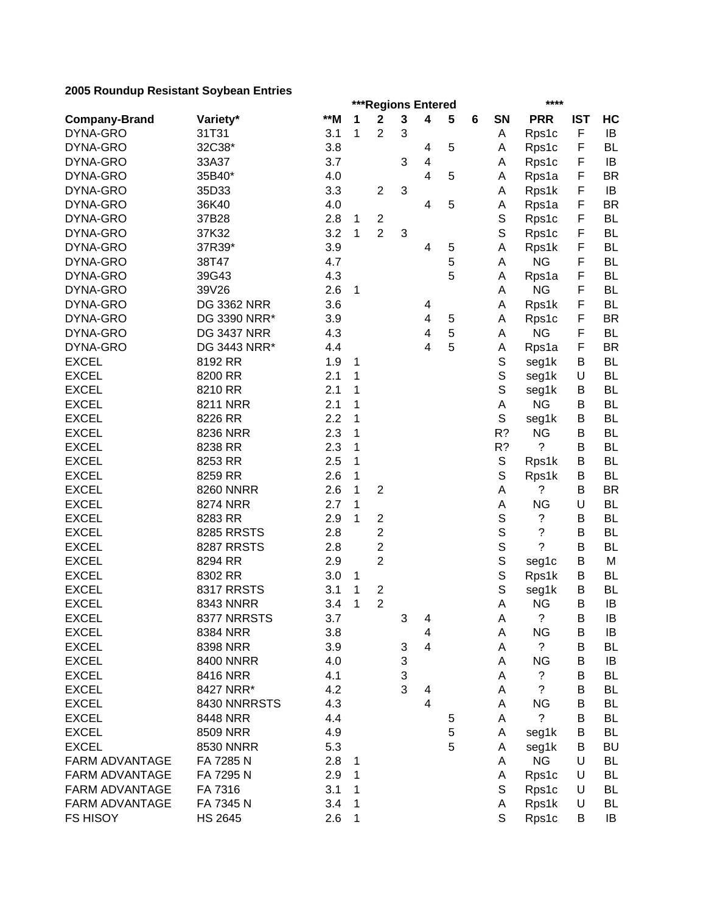**2005 Roundup Resistant Soybean Entries**

| Company-Brand | Variety* | **M | ***Regions Entered | | | | | | SN | **** PRR | IST | HC |
|---|---|---|---|---|---|---|---|---|---|---|---|---|
| | | | 1 | 2 | 3 | 4 | 5 | 6 | | | | |
| DYNA-GRO | 31T31 | 3.1 | 1 | 2 | 3 | | | | A | Rps1c | F | IB |
| DYNA-GRO | 32C38* | 3.8 | | | | 4 | 5 | | A | Rps1c | F | BL |
| DYNA-GRO | 33A37 | 3.7 | | | 3 | 4 | | | A | Rps1c | F | IB |
| DYNA-GRO | 35B40* | 4.0 | | | | 4 | 5 | | A | Rps1a | F | BR |
| DYNA-GRO | 35D33 | 3.3 | | 2 | 3 | | | | A | Rps1k | F | IB |
| DYNA-GRO | 36K40 | 4.0 | | | | 4 | 5 | | A | Rps1a | F | BR |
| DYNA-GRO | 37B28 | 2.8 | 1 | 2 | | | | | S | Rps1c | F | BL |
| DYNA-GRO | 37K32 | 3.2 | 1 | 2 | 3 | | | | S | Rps1c | F | BL |
| DYNA-GRO | 37R39* | 3.9 | | | | 4 | 5 | | A | Rps1k | F | BL |
| DYNA-GRO | 38T47 | 4.7 | | | | | 5 | | A | NG | F | BL |
| DYNA-GRO | 39G43 | 4.3 | | | | | 5 | | A | Rps1a | F | BL |
| DYNA-GRO | 39V26 | 2.6 | 1 | | | | | | A | NG | F | BL |
| DYNA-GRO | DG 3362 NRR | 3.6 | | | | 4 | | | A | Rps1k | F | BL |
| DYNA-GRO | DG 3390 NRR* | 3.9 | | | | 4 | 5 | | A | Rps1c | F | BR |
| DYNA-GRO | DG 3437 NRR | 4.3 | | | | 4 | 5 | | A | NG | F | BL |
| DYNA-GRO | DG 3443 NRR* | 4.4 | | | | 4 | 5 | | A | Rps1a | F | BR |
| EXCEL | 8192 RR | 1.9 | 1 | | | | | | S | seg1k | B | BL |
| EXCEL | 8200 RR | 2.1 | 1 | | | | | | S | seg1k | U | BL |
| EXCEL | 8210 RR | 2.1 | 1 | | | | | | S | seg1k | B | BL |
| EXCEL | 8211 NRR | 2.1 | 1 | | | | | | A | NG | B | BL |
| EXCEL | 8226 RR | 2.2 | 1 | | | | | | S | seg1k | B | BL |
| EXCEL | 8236 NRR | 2.3 | 1 | | | | | | R? | NG | B | BL |
| EXCEL | 8238 RR | 2.3 | 1 | | | | | | R? | ? | B | BL |
| EXCEL | 8253 RR | 2.5 | 1 | | | | | | S | Rps1k | B | BL |
| EXCEL | 8259 RR | 2.6 | 1 | | | | | | S | Rps1k | B | BL |
| EXCEL | 8260 NNRR | 2.6 | 1 | 2 | | | | | A | ? | B | BR |
| EXCEL | 8274 NRR | 2.7 | 1 | | | | | | A | NG | U | BL |
| EXCEL | 8283 RR | 2.9 | 1 | 2 | | | | | S | ? | B | BL |
| EXCEL | 8285 RRSTS | 2.8 | | 2 | | | | | S | ? | B | BL |
| EXCEL | 8287 RRSTS | 2.8 | | 2 | | | | | S | ? | B | BL |
| EXCEL | 8294 RR | 2.9 | | 2 | | | | | S | seg1c | B | M |
| EXCEL | 8302 RR | 3.0 | 1 | | | | | | S | Rps1k | B | BL |
| EXCEL | 8317 RRSTS | 3.1 | 1 | 2 | | | | | S | seg1k | B | BL |
| EXCEL | 8343 NNRR | 3.4 | 1 | 2 | | | | | A | NG | B | IB |
| EXCEL | 8377 NRRSTS | 3.7 | | | 3 | 4 | | | A | ? | B | IB |
| EXCEL | 8384 NRR | 3.8 | | | | 4 | | | A | NG | B | IB |
| EXCEL | 8398 NRR | 3.9 | | | 3 | 4 | | | A | ? | B | BL |
| EXCEL | 8400 NNRR | 4.0 | | | 3 | | | | A | NG | B | IB |
| EXCEL | 8416 NRR | 4.1 | | | 3 | | | | A | ? | B | BL |
| EXCEL | 8427 NRR* | 4.2 | | | 3 | 4 | | | A | ? | B | BL |
| EXCEL | 8430 NNRRSTS | 4.3 | | | | 4 | | | A | NG | B | BL |
| EXCEL | 8448 NRR | 4.4 | | | | | 5 | | A | ? | B | BL |
| EXCEL | 8509 NRR | 4.9 | | | | | 5 | | A | seg1k | B | BL |
| EXCEL | 8530 NNRR | 5.3 | | | | | 5 | | A | seg1k | B | BU |
| FARM ADVANTAGE | FA 7285 N | 2.8 | 1 | | | | | | A | NG | U | BL |
| FARM ADVANTAGE | FA 7295 N | 2.9 | 1 | | | | | | A | Rps1c | U | BL |
| FARM ADVANTAGE | FA 7316 | 3.1 | 1 | | | | | | S | Rps1c | U | BL |
| FARM ADVANTAGE | FA 7345 N | 3.4 | 1 | | | | | | A | Rps1k | U | BL |
| FS HISOY | HS 2645 | 2.6 | 1 | | | | | | S | Rps1c | B | IB |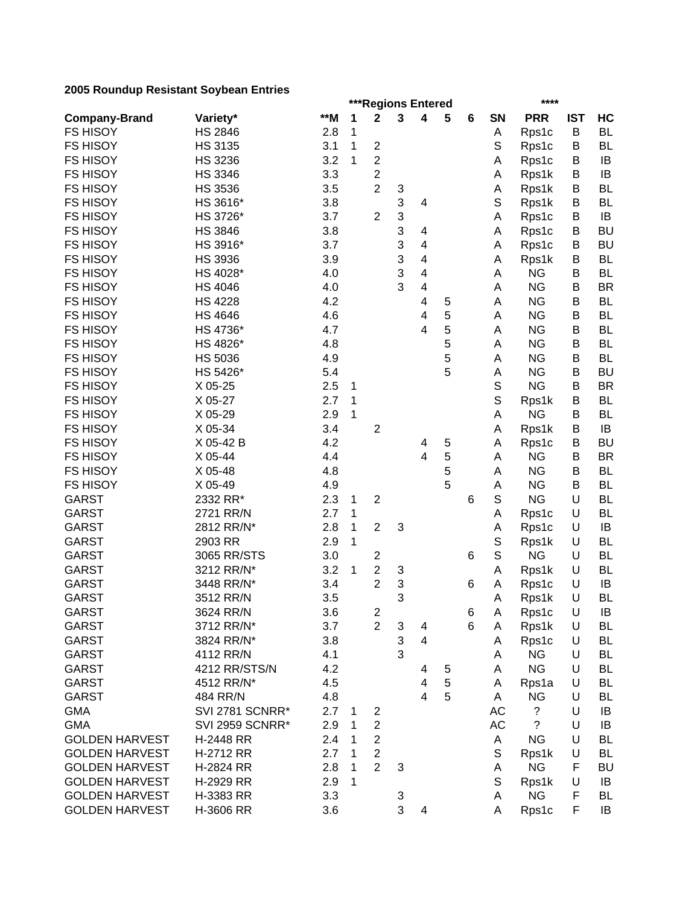**2005 Roundup Resistant Soybean Entries**

| Company-Brand | Variety* | **M | ***Regions Entered 1 | 2 | 3 | 4 | 5 | 6 | SN | **** PRR | IST | HC |
|---|---|---|---|---|---|---|---|---|---|---|---|---|
| FS HISOY | HS 2846 | 2.8 | 1 | | | | | | A | Rps1c | B | BL |
| FS HISOY | HS 3135 | 3.1 | 1 | 2 | | | | | S | Rps1c | B | BL |
| FS HISOY | HS 3236 | 3.2 | 1 | 2 | | | | | A | Rps1c | B | IB |
| FS HISOY | HS 3346 | 3.3 | | 2 | | | | | A | Rps1k | B | IB |
| FS HISOY | HS 3536 | 3.5 | | 2 | 3 | | | | A | Rps1k | B | BL |
| FS HISOY | HS 3616* | 3.8 | | | 3 | 4 | | | S | Rps1k | B | BL |
| FS HISOY | HS 3726* | 3.7 | | 2 | 3 | | | | A | Rps1c | B | IB |
| FS HISOY | HS 3846 | 3.8 | | | 3 | 4 | | | A | Rps1c | B | BU |
| FS HISOY | HS 3916* | 3.7 | | | 3 | 4 | | | A | Rps1c | B | BU |
| FS HISOY | HS 3936 | 3.9 | | | 3 | 4 | | | A | Rps1k | B | BL |
| FS HISOY | HS 4028* | 4.0 | | | 3 | 4 | | | A | NG | B | BL |
| FS HISOY | HS 4046 | 4.0 | | | 3 | 4 | | | A | NG | B | BR |
| FS HISOY | HS 4228 | 4.2 | | | | 4 | 5 | | A | NG | B | BL |
| FS HISOY | HS 4646 | 4.6 | | | | 4 | 5 | | A | NG | B | BL |
| FS HISOY | HS 4736* | 4.7 | | | | 4 | 5 | | A | NG | B | BL |
| FS HISOY | HS 4826* | 4.8 | | | | | 5 | | A | NG | B | BL |
| FS HISOY | HS 5036 | 4.9 | | | | | 5 | | A | NG | B | BL |
| FS HISOY | HS 5426* | 5.4 | | | | | 5 | | A | NG | B | BU |
| FS HISOY | X 05-25 | 2.5 | 1 | | | | | | S | NG | B | BR |
| FS HISOY | X 05-27 | 2.7 | 1 | | | | | | S | Rps1k | B | BL |
| FS HISOY | X 05-29 | 2.9 | 1 | | | | | | A | NG | B | BL |
| FS HISOY | X 05-34 | 3.4 | | 2 | | | | | A | Rps1k | B | IB |
| FS HISOY | X 05-42 B | 4.2 | | | | 4 | 5 | | A | Rps1c | B | BU |
| FS HISOY | X 05-44 | 4.4 | | | | 4 | 5 | | A | NG | B | BR |
| FS HISOY | X 05-48 | 4.8 | | | | | 5 | | A | NG | B | BL |
| FS HISOY | X 05-49 | 4.9 | | | | | 5 | | A | NG | B | BL |
| GARST | 2332 RR* | 2.3 | 1 | 2 | | | | 6 | S | NG | U | BL |
| GARST | 2721 RR/N | 2.7 | 1 | | | | | | A | Rps1c | U | BL |
| GARST | 2812 RR/N* | 2.8 | 1 | 2 | 3 | | | | A | Rps1c | U | IB |
| GARST | 2903 RR | 2.9 | 1 | | | | | | S | Rps1k | U | BL |
| GARST | 3065 RR/STS | 3.0 | | 2 | | | | 6 | S | NG | U | BL |
| GARST | 3212 RR/N* | 3.2 | 1 | 2 | 3 | | | | A | Rps1k | U | BL |
| GARST | 3448 RR/N* | 3.4 | | 2 | 3 | | | 6 | A | Rps1c | U | IB |
| GARST | 3512 RR/N | 3.5 | | | 3 | | | | A | Rps1k | U | BL |
| GARST | 3624 RR/N | 3.6 | | 2 | | | | 6 | A | Rps1c | U | IB |
| GARST | 3712 RR/N* | 3.7 | | 2 | 3 | 4 | | 6 | A | Rps1k | U | BL |
| GARST | 3824 RR/N* | 3.8 | | | 3 | 4 | | | A | Rps1c | U | BL |
| GARST | 4112 RR/N | 4.1 | | | 3 | | | | A | NG | U | BL |
| GARST | 4212 RR/STS/N | 4.2 | | | | 4 | 5 | | A | NG | U | BL |
| GARST | 4512 RR/N* | 4.5 | | | | 4 | 5 | | A | Rps1a | U | BL |
| GARST | 484 RR/N | 4.8 | | | | 4 | 5 | | A | NG | U | BL |
| GMA | SVI 2781 SCNRR* | 2.7 | 1 | 2 | | | | | AC | ? | U | IB |
| GMA | SVI 2959 SCNRR* | 2.9 | 1 | 2 | | | | | AC | ? | U | IB |
| GOLDEN HARVEST | H-2448 RR | 2.4 | 1 | 2 | | | | | A | NG | U | BL |
| GOLDEN HARVEST | H-2712 RR | 2.7 | 1 | 2 | | | | | S | Rps1k | U | BL |
| GOLDEN HARVEST | H-2824 RR | 2.8 | 1 | 2 | 3 | | | | A | NG | F | BU |
| GOLDEN HARVEST | H-2929 RR | 2.9 | 1 | | | | | | S | Rps1k | U | IB |
| GOLDEN HARVEST | H-3383 RR | 3.3 | | | 3 | | | | A | NG | F | BL |
| GOLDEN HARVEST | H-3606 RR | 3.6 | | | 3 | 4 | | | A | Rps1c | F | IB |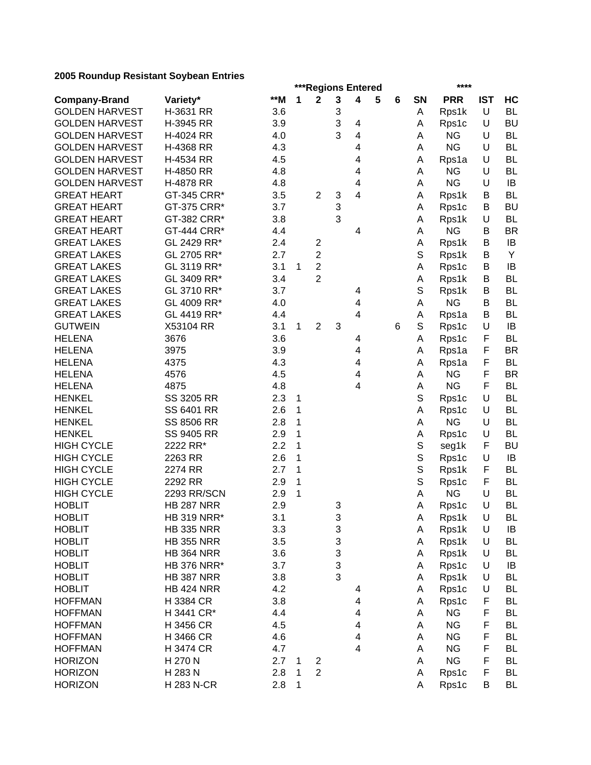**2005 Roundup Resistant Soybean Entries**

| | | | ***Regions Entered | | | | | | | **** | | |
|---|---|---|---|---|---|---|---|---|---|---|---|---|
| **Company-Brand** | **Variety*** | **\*\*M** | **1** | **2** | **3** | **4** | **5** | **6** | **SN** | **PRR** | **IST** | **HC** |
| GOLDEN HARVEST | H-3631 RR | 3.6 | | | 3 | | | | A | Rps1k | U | BL |
| GOLDEN HARVEST | H-3945 RR | 3.9 | | | 3 | 4 | | | A | Rps1c | U | BU |
| GOLDEN HARVEST | H-4024 RR | 4.0 | | | 3 | 4 | | | A | NG | U | BL |
| GOLDEN HARVEST | H-4368 RR | 4.3 | | | | 4 | | | A | NG | U | BL |
| GOLDEN HARVEST | H-4534 RR | 4.5 | | | | 4 | | | A | Rps1a | U | BL |
| GOLDEN HARVEST | H-4850 RR | 4.8 | | | | 4 | | | A | NG | U | BL |
| GOLDEN HARVEST | H-4878 RR | 4.8 | | | | 4 | | | A | NG | U | IB |
| GREAT HEART | GT-345 CRR* | 3.5 | | 2 | 3 | 4 | | | A | Rps1k | B | BL |
| GREAT HEART | GT-375 CRR* | 3.7 | | | 3 | | | | A | Rps1c | B | BU |
| GREAT HEART | GT-382 CRR* | 3.8 | | | 3 | | | | A | Rps1k | U | BL |
| GREAT HEART | GT-444 CRR* | 4.4 | | | | 4 | | | A | NG | B | BR |
| GREAT LAKES | GL 2429 RR* | 2.4 | | 2 | | | | | A | Rps1k | B | IB |
| GREAT LAKES | GL 2705 RR* | 2.7 | | 2 | | | | | S | Rps1k | B | Y |
| GREAT LAKES | GL 3119 RR* | 3.1 | 1 | 2 | | | | | A | Rps1c | B | IB |
| GREAT LAKES | GL 3409 RR* | 3.4 | | 2 | | | | | A | Rps1k | B | BL |
| GREAT LAKES | GL 3710 RR* | 3.7 | | | | 4 | | | S | Rps1k | B | BL |
| GREAT LAKES | GL 4009 RR* | 4.0 | | | | 4 | | | A | NG | B | BL |
| GREAT LAKES | GL 4419 RR* | 4.4 | | | | 4 | | | A | Rps1a | B | BL |
| GUTWEIN | X53104 RR | 3.1 | 1 | 2 | 3 | | | 6 | S | Rps1c | U | IB |
| HELENA | 3676 | 3.6 | | | | 4 | | | A | Rps1c | F | BL |
| HELENA | 3975 | 3.9 | | | | 4 | | | A | Rps1a | F | BR |
| HELENA | 4375 | 4.3 | | | | 4 | | | A | Rps1a | F | BL |
| HELENA | 4576 | 4.5 | | | | 4 | | | A | NG | F | BR |
| HELENA | 4875 | 4.8 | | | | 4 | | | A | NG | F | BL |
| HENKEL | SS 3205 RR | 2.3 | 1 | | | | | | S | Rps1c | U | BL |
| HENKEL | SS 6401 RR | 2.6 | 1 | | | | | | A | Rps1c | U | BL |
| HENKEL | SS 8506 RR | 2.8 | 1 | | | | | | A | NG | U | BL |
| HENKEL | SS 9405 RR | 2.9 | 1 | | | | | | A | Rps1c | U | BL |
| HIGH CYCLE | 2222 RR* | 2.2 | 1 | | | | | | S | seg1k | F | BU |
| HIGH CYCLE | 2263 RR | 2.6 | 1 | | | | | | S | Rps1c | U | IB |
| HIGH CYCLE | 2274 RR | 2.7 | 1 | | | | | | S | Rps1k | F | BL |
| HIGH CYCLE | 2292 RR | 2.9 | 1 | | | | | | S | Rps1c | F | BL |
| HIGH CYCLE | 2293 RR/SCN | 2.9 | 1 | | | | | | A | NG | U | BL |
| HOBLIT | HB 287 NRR | 2.9 | | | 3 | | | | A | Rps1c | U | BL |
| HOBLIT | HB 319 NRR* | 3.1 | | | 3 | | | | A | Rps1k | U | BL |
| HOBLIT | HB 335 NRR | 3.3 | | | 3 | | | | A | Rps1k | U | IB |
| HOBLIT | HB 355 NRR | 3.5 | | | 3 | | | | A | Rps1k | U | BL |
| HOBLIT | HB 364 NRR | 3.6 | | | 3 | | | | A | Rps1k | U | BL |
| HOBLIT | HB 376 NRR* | 3.7 | | | 3 | | | | A | Rps1c | U | IB |
| HOBLIT | HB 387 NRR | 3.8 | | | 3 | | | | A | Rps1k | U | BL |
| HOBLIT | HB 424 NRR | 4.2 | | | | 4 | | | A | Rps1c | U | BL |
| HOFFMAN | H 3384 CR | 3.8 | | | | 4 | | | A | Rps1c | F | BL |
| HOFFMAN | H 3441 CR* | 4.4 | | | | 4 | | | A | NG | F | BL |
| HOFFMAN | H 3456 CR | 4.5 | | | | 4 | | | A | NG | F | BL |
| HOFFMAN | H 3466 CR | 4.6 | | | | 4 | | | A | NG | F | BL |
| HOFFMAN | H 3474 CR | 4.7 | | | | 4 | | | A | NG | F | BL |
| HORIZON | H 270 N | 2.7 | 1 | 2 | | | | | A | NG | F | BL |
| HORIZON | H 283 N | 2.8 | 1 | 2 | | | | | A | Rps1c | F | BL |
| HORIZON | H 283 N-CR | 2.8 | 1 | | | | | | A | Rps1c | B | BL |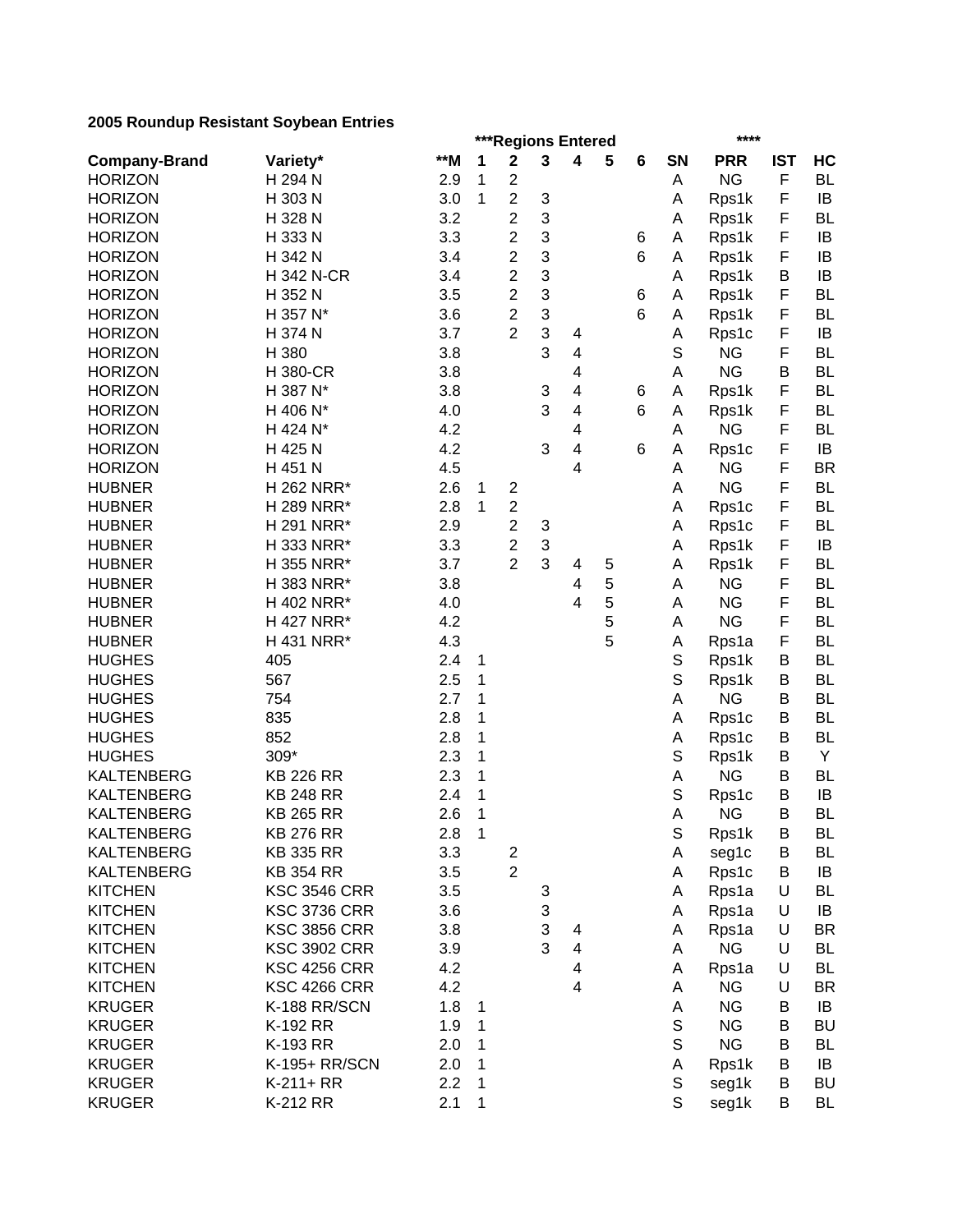**2005 Roundup Resistant Soybean Entries**

| Company-Brand | Variety* | **M | ***Regions Entered | | | | | | SN | **** PRR | IST | HC |
|---|---|---|---|---|---|---|---|---|---|---|---|---|
| | | | 1 | 2 | 3 | 4 | 5 | 6 | | | | |
| HORIZON | H 294 N | 2.9 | 1 | 2 | | | | | A | NG | F | BL |
| HORIZON | H 303 N | 3.0 | 1 | 2 | 3 | | | | A | Rps1k | F | IB |
| HORIZON | H 328 N | 3.2 | | 2 | 3 | | | | A | Rps1k | F | BL |
| HORIZON | H 333 N | 3.3 | | 2 | 3 | | | 6 | A | Rps1k | F | IB |
| HORIZON | H 342 N | 3.4 | | 2 | 3 | | | 6 | A | Rps1k | F | IB |
| HORIZON | H 342 N-CR | 3.4 | | 2 | 3 | | | | A | Rps1k | B | IB |
| HORIZON | H 352 N | 3.5 | | 2 | 3 | | | 6 | A | Rps1k | F | BL |
| HORIZON | H 357 N* | 3.6 | | 2 | 3 | | | 6 | A | Rps1k | F | BL |
| HORIZON | H 374 N | 3.7 | | 2 | 3 | 4 | | | A | Rps1c | F | IB |
| HORIZON | H 380 | 3.8 | | | 3 | 4 | | | S | NG | F | BL |
| HORIZON | H 380-CR | 3.8 | | | | 4 | | | A | NG | B | BL |
| HORIZON | H 387 N* | 3.8 | | | 3 | 4 | | 6 | A | Rps1k | F | BL |
| HORIZON | H 406 N* | 4.0 | | | 3 | 4 | | 6 | A | Rps1k | F | BL |
| HORIZON | H 424 N* | 4.2 | | | | 4 | | | A | NG | F | BL |
| HORIZON | H 425 N | 4.2 | | | 3 | 4 | | 6 | A | Rps1c | F | IB |
| HORIZON | H 451 N | 4.5 | | | | 4 | | | A | NG | F | BR |
| HUBNER | H 262 NRR* | 2.6 | 1 | 2 | | | | | A | NG | F | BL |
| HUBNER | H 289 NRR* | 2.8 | 1 | 2 | | | | | A | Rps1c | F | BL |
| HUBNER | H 291 NRR* | 2.9 | | 2 | 3 | | | | A | Rps1c | F | BL |
| HUBNER | H 333 NRR* | 3.3 | | 2 | 3 | | | | A | Rps1k | F | IB |
| HUBNER | H 355 NRR* | 3.7 | | 2 | 3 | 4 | 5 | | A | Rps1k | F | BL |
| HUBNER | H 383 NRR* | 3.8 | | | | 4 | 5 | | A | NG | F | BL |
| HUBNER | H 402 NRR* | 4.0 | | | | 4 | 5 | | A | NG | F | BL |
| HUBNER | H 427 NRR* | 4.2 | | | | | 5 | | A | NG | F | BL |
| HUBNER | H 431 NRR* | 4.3 | | | | | 5 | | A | Rps1a | F | BL |
| HUGHES | 405 | 2.4 | 1 | | | | | | S | Rps1k | B | BL |
| HUGHES | 567 | 2.5 | 1 | | | | | | S | Rps1k | B | BL |
| HUGHES | 754 | 2.7 | 1 | | | | | | A | NG | B | BL |
| HUGHES | 835 | 2.8 | 1 | | | | | | A | Rps1c | B | BL |
| HUGHES | 852 | 2.8 | 1 | | | | | | A | Rps1c | B | BL |
| HUGHES | 309* | 2.3 | 1 | | | | | | S | Rps1k | B | Y |
| KALTENBERG | KB 226 RR | 2.3 | 1 | | | | | | A | NG | B | BL |
| KALTENBERG | KB 248 RR | 2.4 | 1 | | | | | | S | Rps1c | B | IB |
| KALTENBERG | KB 265 RR | 2.6 | 1 | | | | | | A | NG | B | BL |
| KALTENBERG | KB 276 RR | 2.8 | 1 | | | | | | S | Rps1k | B | BL |
| KALTENBERG | KB 335 RR | 3.3 | | 2 | | | | | A | seg1c | B | BL |
| KALTENBERG | KB 354 RR | 3.5 | | 2 | | | | | A | Rps1c | B | IB |
| KITCHEN | KSC 3546 CRR | 3.5 | | | 3 | | | | A | Rps1a | U | BL |
| KITCHEN | KSC 3736 CRR | 3.6 | | | 3 | | | | A | Rps1a | U | IB |
| KITCHEN | KSC 3856 CRR | 3.8 | | | 3 | 4 | | | A | Rps1a | U | BR |
| KITCHEN | KSC 3902 CRR | 3.9 | | | 3 | 4 | | | A | NG | U | BL |
| KITCHEN | KSC 4256 CRR | 4.2 | | | | 4 | | | A | Rps1a | U | BL |
| KITCHEN | KSC 4266 CRR | 4.2 | | | | 4 | | | A | NG | U | BR |
| KRUGER | K-188 RR/SCN | 1.8 | 1 | | | | | | A | NG | B | IB |
| KRUGER | K-192 RR | 1.9 | 1 | | | | | | S | NG | B | BU |
| KRUGER | K-193 RR | 2.0 | 1 | | | | | | S | NG | B | BL |
| KRUGER | K-195+ RR/SCN | 2.0 | 1 | | | | | | A | Rps1k | B | IB |
| KRUGER | K-211+ RR | 2.2 | 1 | | | | | | S | seg1k | B | BU |
| KRUGER | K-212 RR | 2.1 | 1 | | | | | | S | seg1k | B | BL |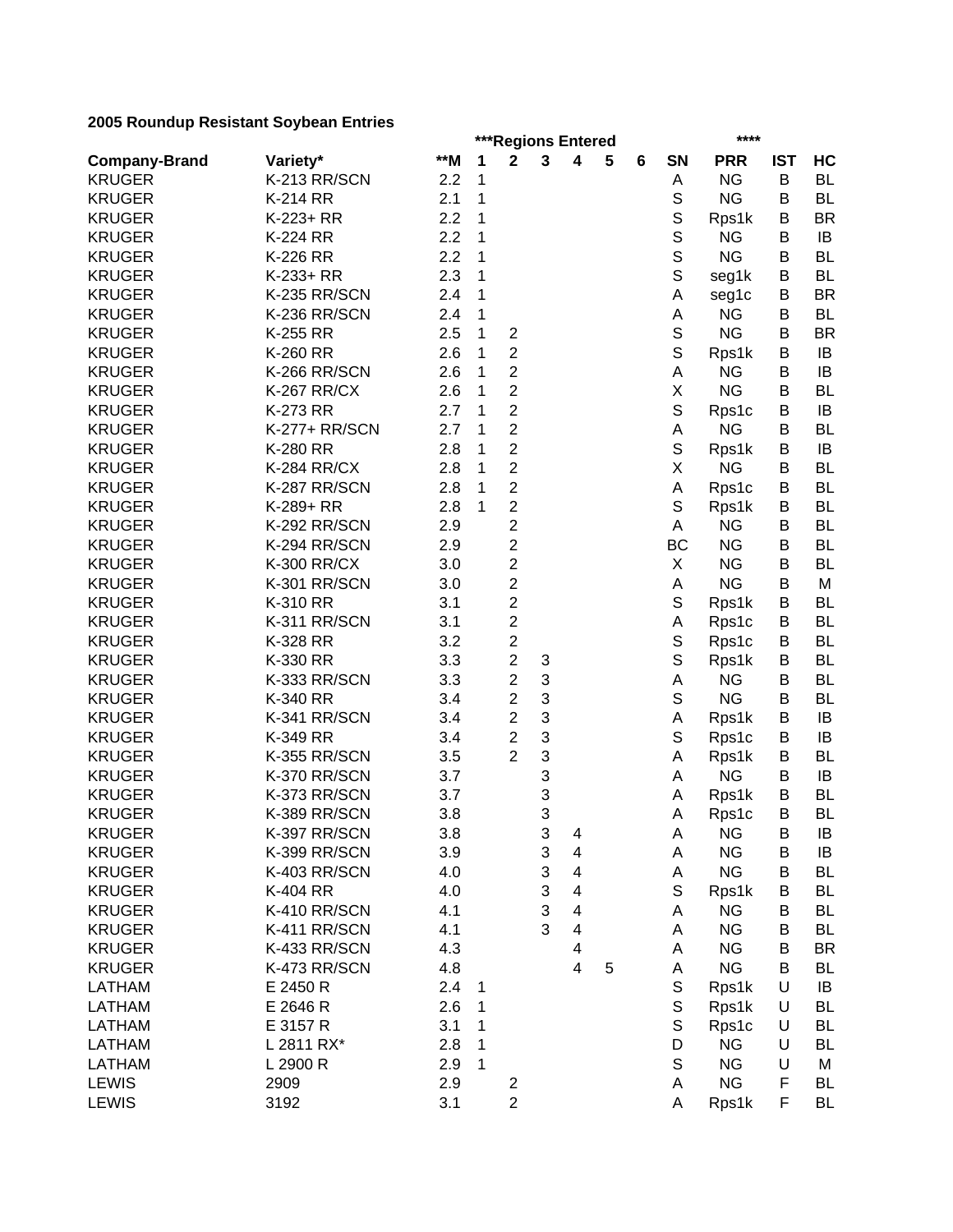**2005 Roundup Resistant Soybean Entries**

| Company-Brand | Variety* | **M | ***Regions Entered | | | | | | SN | **** PRR | IST | HC |
|---|---|---|---|---|---|---|---|---|---|---|---|---|
| | | | 1 | 2 | 3 | 4 | 5 | 6 | | | | |
| KRUGER | K-213 RR/SCN | 2.2 | 1 | | | | | | A | NG | B | BL |
| KRUGER | K-214 RR | 2.1 | 1 | | | | | | S | NG | B | BL |
| KRUGER | K-223+ RR | 2.2 | 1 | | | | | | S | Rps1k | B | BR |
| KRUGER | K-224 RR | 2.2 | 1 | | | | | | S | NG | B | IB |
| KRUGER | K-226 RR | 2.2 | 1 | | | | | | S | NG | B | BL |
| KRUGER | K-233+ RR | 2.3 | 1 | | | | | | S | seg1k | B | BL |
| KRUGER | K-235 RR/SCN | 2.4 | 1 | | | | | | A | seg1c | B | BR |
| KRUGER | K-236 RR/SCN | 2.4 | 1 | | | | | | A | NG | B | BL |
| KRUGER | K-255 RR | 2.5 | 1 | 2 | | | | | S | NG | B | BR |
| KRUGER | K-260 RR | 2.6 | 1 | 2 | | | | | S | Rps1k | B | IB |
| KRUGER | K-266 RR/SCN | 2.6 | 1 | 2 | | | | | A | NG | B | IB |
| KRUGER | K-267 RR/CX | 2.6 | 1 | 2 | | | | | X | NG | B | BL |
| KRUGER | K-273 RR | 2.7 | 1 | 2 | | | | | S | Rps1c | B | IB |
| KRUGER | K-277+ RR/SCN | 2.7 | 1 | 2 | | | | | A | NG | B | BL |
| KRUGER | K-280 RR | 2.8 | 1 | 2 | | | | | S | Rps1k | B | IB |
| KRUGER | K-284 RR/CX | 2.8 | 1 | 2 | | | | | X | NG | B | BL |
| KRUGER | K-287 RR/SCN | 2.8 | 1 | 2 | | | | | A | Rps1c | B | BL |
| KRUGER | K-289+ RR | 2.8 | 1 | 2 | | | | | S | Rps1k | B | BL |
| KRUGER | K-292 RR/SCN | 2.9 | | 2 | | | | | A | NG | B | BL |
| KRUGER | K-294 RR/SCN | 2.9 | | 2 | | | | | BC | NG | B | BL |
| KRUGER | K-300 RR/CX | 3.0 | | 2 | | | | | X | NG | B | BL |
| KRUGER | K-301 RR/SCN | 3.0 | | 2 | | | | | A | NG | B | M |
| KRUGER | K-310 RR | 3.1 | | 2 | | | | | S | Rps1k | B | BL |
| KRUGER | K-311 RR/SCN | 3.1 | | 2 | | | | | A | Rps1c | B | BL |
| KRUGER | K-328 RR | 3.2 | | 2 | | | | | S | Rps1c | B | BL |
| KRUGER | K-330 RR | 3.3 | | 2 | 3 | | | | S | Rps1k | B | BL |
| KRUGER | K-333 RR/SCN | 3.3 | | 2 | 3 | | | | A | NG | B | BL |
| KRUGER | K-340 RR | 3.4 | | 2 | 3 | | | | S | NG | B | BL |
| KRUGER | K-341 RR/SCN | 3.4 | | 2 | 3 | | | | A | Rps1k | B | IB |
| KRUGER | K-349 RR | 3.4 | | 2 | 3 | | | | S | Rps1c | B | IB |
| KRUGER | K-355 RR/SCN | 3.5 | | 2 | 3 | | | | A | Rps1k | B | BL |
| KRUGER | K-370 RR/SCN | 3.7 | | | 3 | | | | A | NG | B | IB |
| KRUGER | K-373 RR/SCN | 3.7 | | | 3 | | | | A | Rps1k | B | BL |
| KRUGER | K-389 RR/SCN | 3.8 | | | 3 | | | | A | Rps1c | B | BL |
| KRUGER | K-397 RR/SCN | 3.8 | | | 3 | 4 | | | A | NG | B | IB |
| KRUGER | K-399 RR/SCN | 3.9 | | | 3 | 4 | | | A | NG | B | IB |
| KRUGER | K-403 RR/SCN | 4.0 | | | 3 | 4 | | | A | NG | B | BL |
| KRUGER | K-404 RR | 4.0 | | | 3 | 4 | | | S | Rps1k | B | BL |
| KRUGER | K-410 RR/SCN | 4.1 | | | 3 | 4 | | | A | NG | B | BL |
| KRUGER | K-411 RR/SCN | 4.1 | | | 3 | 4 | | | A | NG | B | BL |
| KRUGER | K-433 RR/SCN | 4.3 | | | | 4 | | | A | NG | B | BR |
| KRUGER | K-473 RR/SCN | 4.8 | | | | 4 | 5 | | A | NG | B | BL |
| LATHAM | E 2450 R | 2.4 | 1 | | | | | | S | Rps1k | U | IB |
| LATHAM | E 2646 R | 2.6 | 1 | | | | | | S | Rps1k | U | BL |
| LATHAM | E 3157 R | 3.1 | 1 | | | | | | S | Rps1c | U | BL |
| LATHAM | L 2811 RX* | 2.8 | 1 | | | | | | D | NG | U | BL |
| LATHAM | L 2900 R | 2.9 | 1 | | | | | | S | NG | U | M |
| LEWIS | 2909 | 2.9 | | 2 | | | | | A | NG | F | BL |
| LEWIS | 3192 | 3.1 | | 2 | | | | | A | Rps1k | F | BL |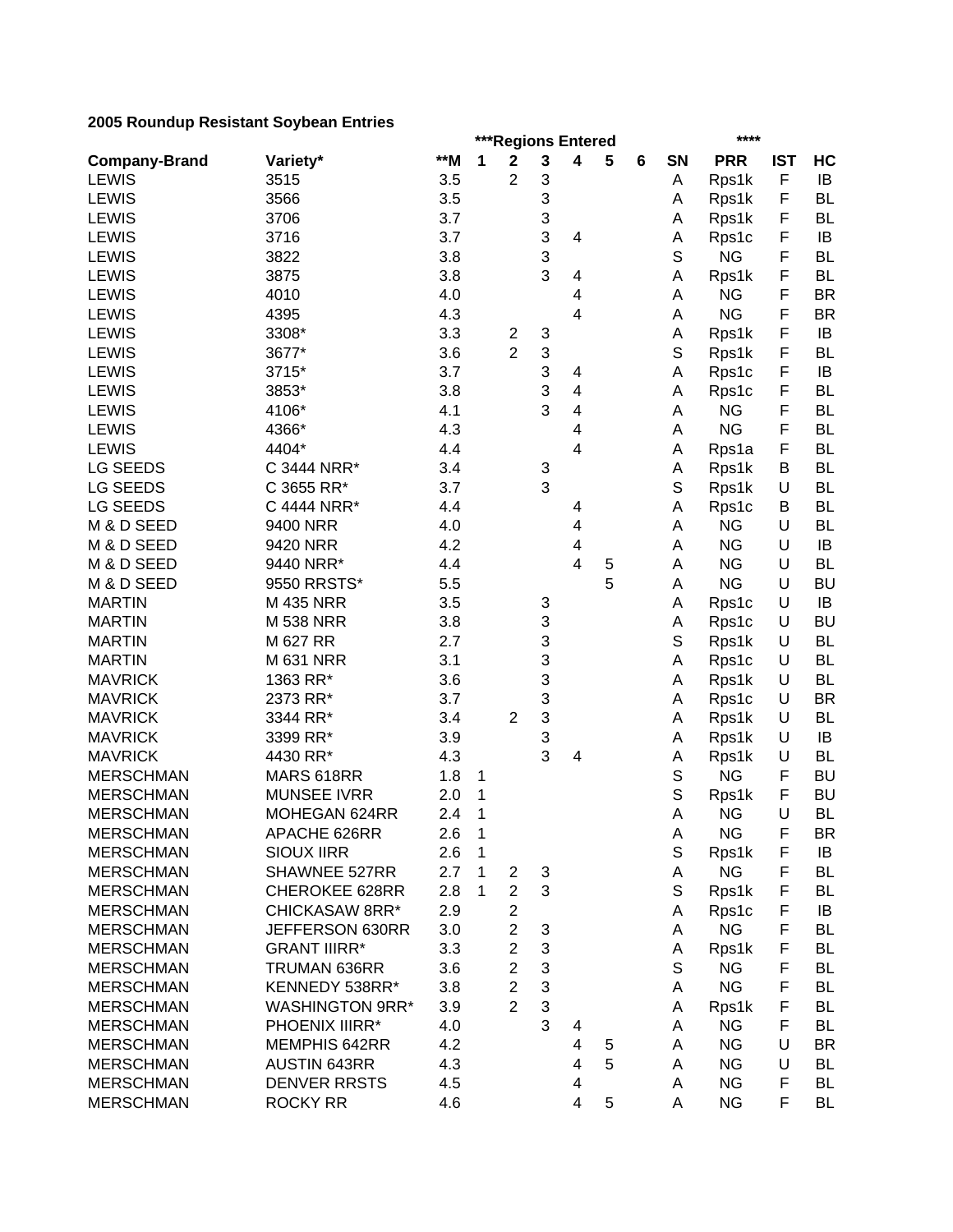**2005 Roundup Resistant Soybean Entries**

| | | | ***Regions Entered | | | | | | | **** | | |
|---|---|---|---|---|---|---|---|---|---|---|---|---|
| **Company-Brand** | **Variety*** | **\*\*M** | **1** | **2** | **3** | **4** | **5** | **6** | **SN** | **PRR** | **IST** | **HC** |
| LEWIS | 3515 | 3.5 | | 2 | 3 | | | | A | Rps1k | F | IB |
| LEWIS | 3566 | 3.5 | | | 3 | | | | A | Rps1k | F | BL |
| LEWIS | 3706 | 3.7 | | | 3 | | | | A | Rps1k | F | BL |
| LEWIS | 3716 | 3.7 | | | 3 | 4 | | | A | Rps1c | F | IB |
| LEWIS | 3822 | 3.8 | | | 3 | | | | S | NG | F | BL |
| LEWIS | 3875 | 3.8 | | | 3 | 4 | | | A | Rps1k | F | BL |
| LEWIS | 4010 | 4.0 | | | | 4 | | | A | NG | F | BR |
| LEWIS | 4395 | 4.3 | | | | 4 | | | A | NG | F | BR |
| LEWIS | 3308* | 3.3 | | 2 | 3 | | | | A | Rps1k | F | IB |
| LEWIS | 3677* | 3.6 | | 2 | 3 | | | | S | Rps1k | F | BL |
| LEWIS | 3715* | 3.7 | | | 3 | 4 | | | A | Rps1c | F | IB |
| LEWIS | 3853* | 3.8 | | | 3 | 4 | | | A | Rps1c | F | BL |
| LEWIS | 4106* | 4.1 | | | 3 | 4 | | | A | NG | F | BL |
| LEWIS | 4366* | 4.3 | | | | 4 | | | A | NG | F | BL |
| LEWIS | 4404* | 4.4 | | | | 4 | | | A | Rps1a | F | BL |
| LG SEEDS | C 3444 NRR* | 3.4 | | | 3 | | | | A | Rps1k | B | BL |
| LG SEEDS | C 3655 RR* | 3.7 | | | 3 | | | | S | Rps1k | U | BL |
| LG SEEDS | C 4444 NRR* | 4.4 | | | | 4 | | | A | Rps1c | B | BL |
| M & D SEED | 9400 NRR | 4.0 | | | | 4 | | | A | NG | U | BL |
| M & D SEED | 9420 NRR | 4.2 | | | | 4 | | | A | NG | U | IB |
| M & D SEED | 9440 NRR* | 4.4 | | | | 4 | 5 | | A | NG | U | BL |
| M & D SEED | 9550 RRSTS* | 5.5 | | | | | 5 | | A | NG | U | BU |
| MARTIN | M 435 NRR | 3.5 | | | 3 | | | | A | Rps1c | U | IB |
| MARTIN | M 538 NRR | 3.8 | | | 3 | | | | A | Rps1c | U | BU |
| MARTIN | M 627 RR | 2.7 | | | 3 | | | | S | Rps1k | U | BL |
| MARTIN | M 631 NRR | 3.1 | | | 3 | | | | A | Rps1c | U | BL |
| MAVRICK | 1363 RR* | 3.6 | | | 3 | | | | A | Rps1k | U | BL |
| MAVRICK | 2373 RR* | 3.7 | | | 3 | | | | A | Rps1c | U | BR |
| MAVRICK | 3344 RR* | 3.4 | | 2 | 3 | | | | A | Rps1k | U | BL |
| MAVRICK | 3399 RR* | 3.9 | | | 3 | | | | A | Rps1k | U | IB |
| MAVRICK | 4430 RR* | 4.3 | | | 3 | 4 | | | A | Rps1k | U | BL |
| MERSCHMAN | MARS 618RR | 1.8 | 1 | | | | | | S | NG | F | BU |
| MERSCHMAN | MUNSEE IVRR | 2.0 | 1 | | | | | | S | Rps1k | F | BU |
| MERSCHMAN | MOHEGAN 624RR | 2.4 | 1 | | | | | | A | NG | U | BL |
| MERSCHMAN | APACHE 626RR | 2.6 | 1 | | | | | | A | NG | F | BR |
| MERSCHMAN | SIOUX IIRR | 2.6 | 1 | | | | | | S | Rps1k | F | IB |
| MERSCHMAN | SHAWNEE 527RR | 2.7 | 1 | 2 | 3 | | | | A | NG | F | BL |
| MERSCHMAN | CHEROKEE 628RR | 2.8 | 1 | 2 | 3 | | | | S | Rps1k | F | BL |
| MERSCHMAN | CHICKASAW 8RR* | 2.9 | | 2 | | | | | A | Rps1c | F | IB |
| MERSCHMAN | JEFFERSON 630RR | 3.0 | | 2 | 3 | | | | A | NG | F | BL |
| MERSCHMAN | GRANT IIIRR* | 3.3 | | 2 | 3 | | | | A | Rps1k | F | BL |
| MERSCHMAN | TRUMAN 636RR | 3.6 | | 2 | 3 | | | | S | NG | F | BL |
| MERSCHMAN | KENNEDY 538RR* | 3.8 | | 2 | 3 | | | | A | NG | F | BL |
| MERSCHMAN | WASHINGTON 9RR* | 3.9 | | 2 | 3 | | | | A | Rps1k | F | BL |
| MERSCHMAN | PHOENIX IIIRR* | 4.0 | | | 3 | 4 | | | A | NG | F | BL |
| MERSCHMAN | MEMPHIS 642RR | 4.2 | | | | 4 | 5 | | A | NG | U | BR |
| MERSCHMAN | AUSTIN 643RR | 4.3 | | | | 4 | 5 | | A | NG | U | BL |
| MERSCHMAN | DENVER RRSTS | 4.5 | | | | 4 | | | A | NG | F | BL |
| MERSCHMAN | ROCKY RR | 4.6 | | | | 4 | 5 | | A | NG | F | BL |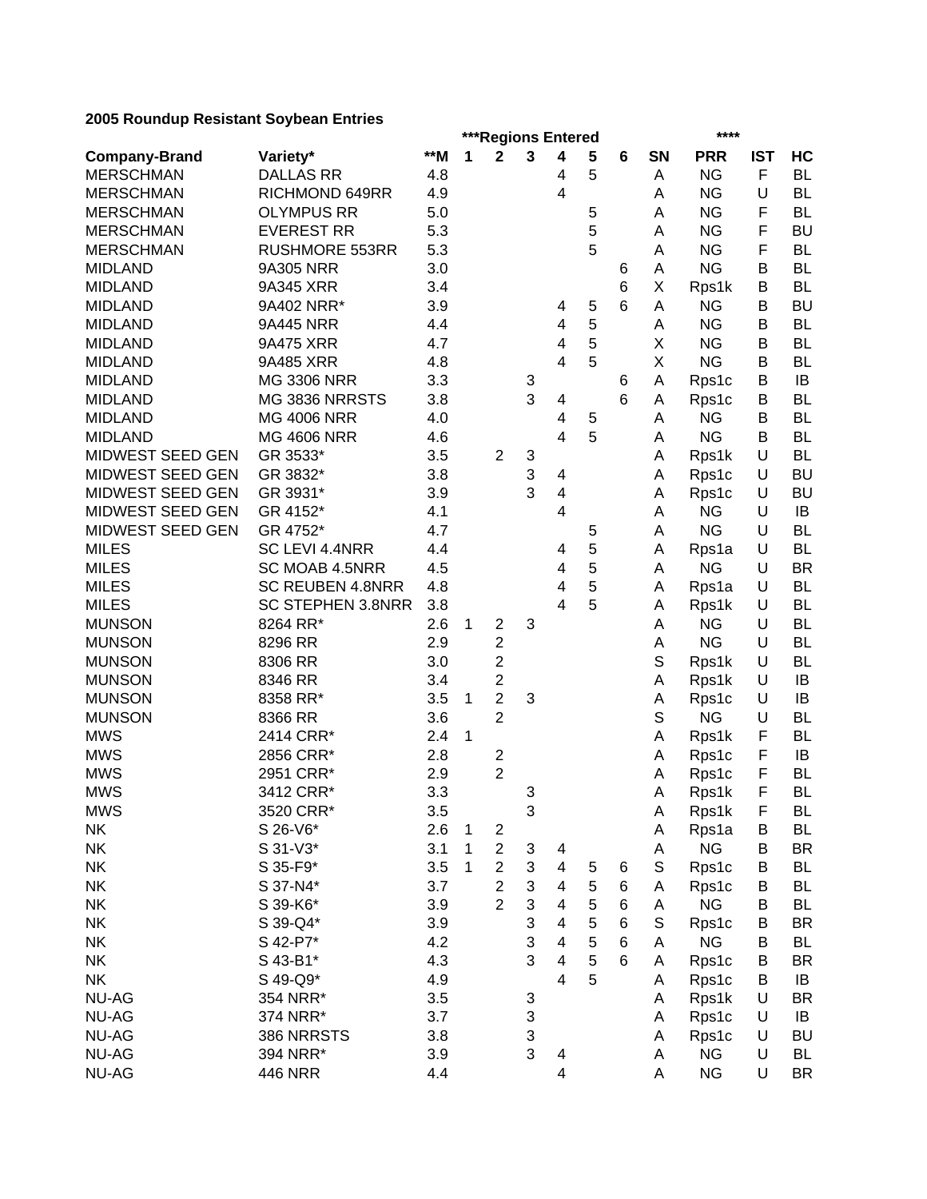**2005 Roundup Resistant Soybean Entries**

| Company-Brand | Variety* | **M | ***Regions Entered 1 | 2 | 3 | 4 | 5 | 6 | SN | **** PRR | IST | HC |
|---|---|---|---|---|---|---|---|---|---|---|---|---|
| MERSCHMAN | DALLAS RR | 4.8 | | | | 4 | 5 | | A | NG | F | BL |
| MERSCHMAN | RICHMOND 649RR | 4.9 | | | | 4 | | | A | NG | U | BL |
| MERSCHMAN | OLYMPUS RR | 5.0 | | | | | 5 | | A | NG | F | BL |
| MERSCHMAN | EVEREST RR | 5.3 | | | | | 5 | | A | NG | F | BU |
| MERSCHMAN | RUSHMORE 553RR | 5.3 | | | | | 5 | | A | NG | F | BL |
| MIDLAND | 9A305 NRR | 3.0 | | | | | | 6 | A | NG | B | BL |
| MIDLAND | 9A345 XRR | 3.4 | | | | | | 6 | X | Rps1k | B | BL |
| MIDLAND | 9A402 NRR* | 3.9 | | | | 4 | 5 | 6 | A | NG | B | BU |
| MIDLAND | 9A445 NRR | 4.4 | | | | 4 | 5 | | A | NG | B | BL |
| MIDLAND | 9A475 XRR | 4.7 | | | | 4 | 5 | | X | NG | B | BL |
| MIDLAND | 9A485 XRR | 4.8 | | | | 4 | 5 | | X | NG | B | BL |
| MIDLAND | MG 3306 NRR | 3.3 | | | 3 | | | 6 | A | Rps1c | B | IB |
| MIDLAND | MG 3836 NRRSTS | 3.8 | | | 3 | 4 | | 6 | A | Rps1c | B | BL |
| MIDLAND | MG 4006 NRR | 4.0 | | | | 4 | 5 | | A | NG | B | BL |
| MIDLAND | MG 4606 NRR | 4.6 | | | | 4 | 5 | | A | NG | B | BL |
| MIDWEST SEED GEN | GR 3533* | 3.5 | | 2 | 3 | | | | A | Rps1k | U | BL |
| MIDWEST SEED GEN | GR 3832* | 3.8 | | | 3 | 4 | | | A | Rps1c | U | BU |
| MIDWEST SEED GEN | GR 3931* | 3.9 | | | 3 | 4 | | | A | Rps1c | U | BU |
| MIDWEST SEED GEN | GR 4152* | 4.1 | | | | 4 | | | A | NG | U | IB |
| MIDWEST SEED GEN | GR 4752* | 4.7 | | | | | 5 | | A | NG | U | BL |
| MILES | SC LEVI 4.4NRR | 4.4 | | | | 4 | 5 | | A | Rps1a | U | BL |
| MILES | SC MOAB 4.5NRR | 4.5 | | | | 4 | 5 | | A | NG | U | BR |
| MILES | SC REUBEN 4.8NRR | 4.8 | | | | 4 | 5 | | A | Rps1a | U | BL |
| MILES | SC STEPHEN 3.8NRR | 3.8 | | | | 4 | 5 | | A | Rps1k | U | BL |
| MUNSON | 8264 RR* | 2.6 | 1 | 2 | 3 | | | | A | NG | U | BL |
| MUNSON | 8296 RR | 2.9 | | 2 | | | | | A | NG | U | BL |
| MUNSON | 8306 RR | 3.0 | | 2 | | | | | S | Rps1k | U | BL |
| MUNSON | 8346 RR | 3.4 | | 2 | | | | | A | Rps1k | U | IB |
| MUNSON | 8358 RR* | 3.5 | 1 | 2 | 3 | | | | A | Rps1c | U | IB |
| MUNSON | 8366 RR | 3.6 | | 2 | | | | | S | NG | U | BL |
| MWS | 2414 CRR* | 2.4 | 1 | | | | | | A | Rps1k | F | BL |
| MWS | 2856 CRR* | 2.8 | | 2 | | | | | A | Rps1c | F | IB |
| MWS | 2951 CRR* | 2.9 | | 2 | | | | | A | Rps1c | F | BL |
| MWS | 3412 CRR* | 3.3 | | | 3 | | | | A | Rps1k | F | BL |
| MWS | 3520 CRR* | 3.5 | | | 3 | | | | A | Rps1k | F | BL |
| NK | S 26-V6* | 2.6 | 1 | 2 | | | | | A | Rps1a | B | BL |
| NK | S 31-V3* | 3.1 | 1 | 2 | 3 | 4 | | | A | NG | B | BR |
| NK | S 35-F9* | 3.5 | 1 | 2 | 3 | 4 | 5 | 6 | S | Rps1c | B | BL |
| NK | S 37-N4* | 3.7 | | 2 | 3 | 4 | 5 | 6 | A | Rps1c | B | BL |
| NK | S 39-K6* | 3.9 | | 2 | 3 | 4 | 5 | 6 | A | NG | B | BL |
| NK | S 39-Q4* | 3.9 | | | 3 | 4 | 5 | 6 | S | Rps1c | B | BR |
| NK | S 42-P7* | 4.2 | | | 3 | 4 | 5 | 6 | A | NG | B | BL |
| NK | S 43-B1* | 4.3 | | | 3 | 4 | 5 | 6 | A | Rps1c | B | BR |
| NK | S 49-Q9* | 4.9 | | | | 4 | 5 | | A | Rps1c | B | IB |
| NU-AG | 354 NRR* | 3.5 | | | 3 | | | | A | Rps1k | U | BR |
| NU-AG | 374 NRR* | 3.7 | | | 3 | | | | A | Rps1c | U | IB |
| NU-AG | 386 NRRSTS | 3.8 | | | 3 | | | | A | Rps1c | U | BU |
| NU-AG | 394 NRR* | 3.9 | | | 3 | 4 | | | A | NG | U | BL |
| NU-AG | 446 NRR | 4.4 | | | | 4 | | | A | NG | U | BR |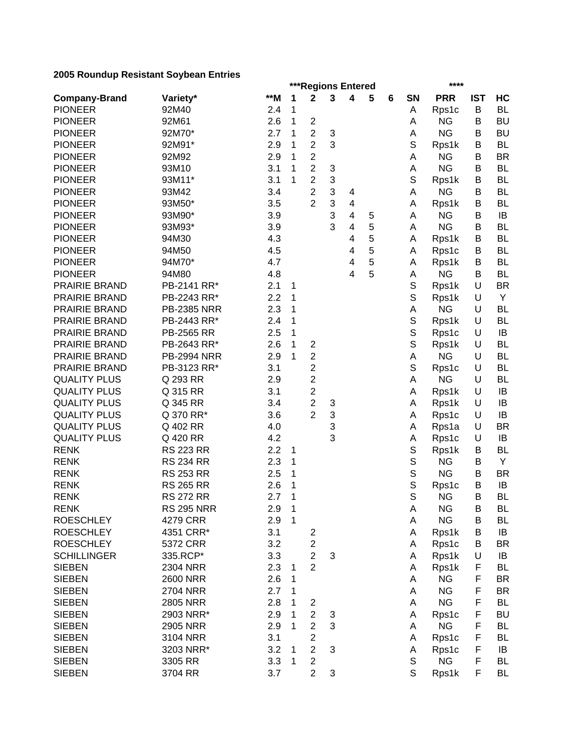**2005 Roundup Resistant Soybean Entries**

| Company-Brand | Variety* | **M | ***Regions Entered | | | | | | SN | **** PRR | IST | HC |
|---|---|---|---|---|---|---|---|---|---|---|---|---|
| | | | 1 | 2 | 3 | 4 | 5 | 6 | | | | |
| PIONEER | 92M40 | 2.4 | 1 | | | | | | A | Rps1c | B | BL |
| PIONEER | 92M61 | 2.6 | 1 | 2 | | | | | A | NG | B | BU |
| PIONEER | 92M70* | 2.7 | 1 | 2 | 3 | | | | A | NG | B | BU |
| PIONEER | 92M91* | 2.9 | 1 | 2 | 3 | | | | S | Rps1k | B | BL |
| PIONEER | 92M92 | 2.9 | 1 | 2 | | | | | A | NG | B | BR |
| PIONEER | 93M10 | 3.1 | 1 | 2 | 3 | | | | A | NG | B | BL |
| PIONEER | 93M11* | 3.1 | 1 | 2 | 3 | | | | S | Rps1k | B | BL |
| PIONEER | 93M42 | 3.4 | | 2 | 3 | 4 | | | A | NG | B | BL |
| PIONEER | 93M50* | 3.5 | | 2 | 3 | 4 | | | A | Rps1k | B | BL |
| PIONEER | 93M90* | 3.9 | | | 3 | 4 | 5 | | A | NG | B | IB |
| PIONEER | 93M93* | 3.9 | | | 3 | 4 | 5 | | A | NG | B | BL |
| PIONEER | 94M30 | 4.3 | | | | 4 | 5 | | A | Rps1k | B | BL |
| PIONEER | 94M50 | 4.5 | | | | 4 | 5 | | A | Rps1c | B | BL |
| PIONEER | 94M70* | 4.7 | | | | 4 | 5 | | A | Rps1k | B | BL |
| PIONEER | 94M80 | 4.8 | | | | 4 | 5 | | A | NG | B | BL |
| PRAIRIE BRAND | PB-2141 RR* | 2.1 | 1 | | | | | | S | Rps1k | U | BR |
| PRAIRIE BRAND | PB-2243 RR* | 2.2 | 1 | | | | | | S | Rps1k | U | Y |
| PRAIRIE BRAND | PB-2385 NRR | 2.3 | 1 | | | | | | A | NG | U | BL |
| PRAIRIE BRAND | PB-2443 RR* | 2.4 | 1 | | | | | | S | Rps1k | U | BL |
| PRAIRIE BRAND | PB-2565 RR | 2.5 | 1 | | | | | | S | Rps1c | U | IB |
| PRAIRIE BRAND | PB-2643 RR* | 2.6 | 1 | 2 | | | | | S | Rps1k | U | BL |
| PRAIRIE BRAND | PB-2994 NRR | 2.9 | 1 | 2 | | | | | A | NG | U | BL |
| PRAIRIE BRAND | PB-3123 RR* | 3.1 | | 2 | | | | | S | Rps1c | U | BL |
| QUALITY PLUS | Q 293 RR | 2.9 | | 2 | | | | | A | NG | U | BL |
| QUALITY PLUS | Q 315 RR | 3.1 | | 2 | | | | | A | Rps1k | U | IB |
| QUALITY PLUS | Q 345 RR | 3.4 | | 2 | 3 | | | | A | Rps1k | U | IB |
| QUALITY PLUS | Q 370 RR* | 3.6 | | 2 | 3 | | | | A | Rps1c | U | IB |
| QUALITY PLUS | Q 402 RR | 4.0 | | | 3 | | | | A | Rps1a | U | BR |
| QUALITY PLUS | Q 420 RR | 4.2 | | | 3 | | | | A | Rps1c | U | IB |
| RENK | RS 223 RR | 2.2 | 1 | | | | | | S | Rps1k | B | BL |
| RENK | RS 234 RR | 2.3 | 1 | | | | | | S | NG | B | Y |
| RENK | RS 253 RR | 2.5 | 1 | | | | | | S | NG | B | BR |
| RENK | RS 265 RR | 2.6 | 1 | | | | | | S | Rps1c | B | IB |
| RENK | RS 272 RR | 2.7 | 1 | | | | | | S | NG | B | BL |
| RENK | RS 295 NRR | 2.9 | 1 | | | | | | A | NG | B | BL |
| ROESCHLEY | 4279 CRR | 2.9 | 1 | | | | | | A | NG | B | BL |
| ROESCHLEY | 4351 CRR* | 3.1 | | 2 | | | | | A | Rps1k | B | IB |
| ROESCHLEY | 5372 CRR | 3.2 | | 2 | | | | | A | Rps1c | B | BR |
| SCHILLINGER | 335.RCP* | 3.3 | | 2 | 3 | | | | A | Rps1k | U | IB |
| SIEBEN | 2304 NRR | 2.3 | 1 | 2 | | | | | A | Rps1k | F | BL |
| SIEBEN | 2600 NRR | 2.6 | 1 | | | | | | A | NG | F | BR |
| SIEBEN | 2704 NRR | 2.7 | 1 | | | | | | A | NG | F | BR |
| SIEBEN | 2805 NRR | 2.8 | 1 | 2 | | | | | A | NG | F | BL |
| SIEBEN | 2903 NRR* | 2.9 | 1 | 2 | 3 | | | | A | Rps1c | F | BU |
| SIEBEN | 2905 NRR | 2.9 | 1 | 2 | 3 | | | | A | NG | F | BL |
| SIEBEN | 3104 NRR | 3.1 | | 2 | | | | | A | Rps1c | F | BL |
| SIEBEN | 3203 NRR* | 3.2 | 1 | 2 | 3 | | | | A | Rps1c | F | IB |
| SIEBEN | 3305 RR | 3.3 | 1 | 2 | | | | | S | NG | F | BL |
| SIEBEN | 3704 RR | 3.7 | | 2 | 3 | | | | S | Rps1k | F | BL |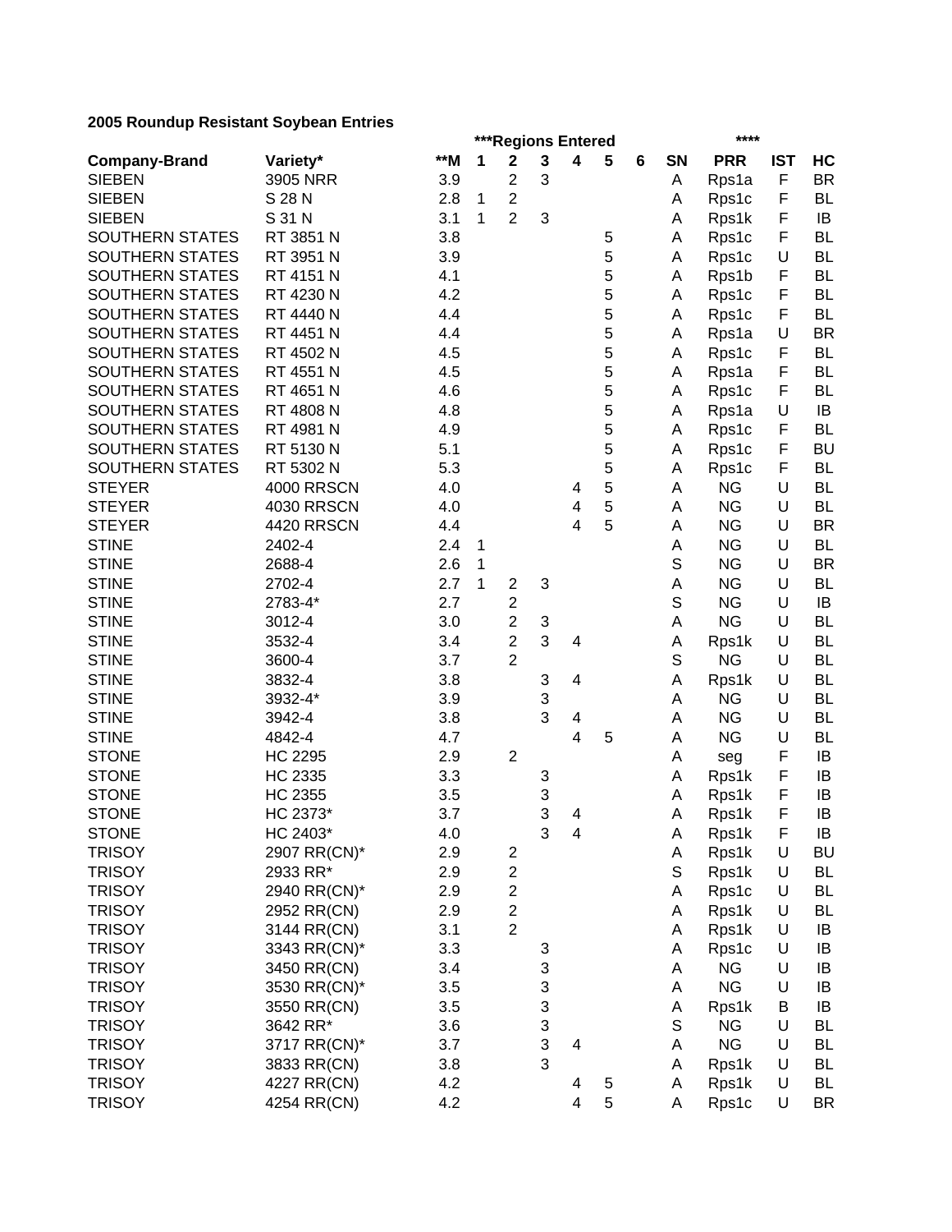**2005 Roundup Resistant Soybean Entries**

| Company-Brand | Variety* | **M | ***Regions Entered | | | | | | SN | **** PRR | IST | HC |
|---|---|---|---|---|---|---|---|---|---|---|---|---|
| | | | 1 | 2 | 3 | 4 | 5 | 6 | | | | |
| SIEBEN | 3905 NRR | 3.9 | | 2 | 3 | | | | A | Rps1a | F | BR |
| SIEBEN | S 28 N | 2.8 | 1 | 2 | | | | | A | Rps1c | F | BL |
| SIEBEN | S 31 N | 3.1 | 1 | 2 | 3 | | | | A | Rps1k | F | IB |
| SOUTHERN STATES | RT 3851 N | 3.8 | | | | | 5 | | A | Rps1c | F | BL |
| SOUTHERN STATES | RT 3951 N | 3.9 | | | | | 5 | | A | Rps1c | U | BL |
| SOUTHERN STATES | RT 4151 N | 4.1 | | | | | 5 | | A | Rps1b | F | BL |
| SOUTHERN STATES | RT 4230 N | 4.2 | | | | | 5 | | A | Rps1c | F | BL |
| SOUTHERN STATES | RT 4440 N | 4.4 | | | | | 5 | | A | Rps1c | F | BL |
| SOUTHERN STATES | RT 4451 N | 4.4 | | | | | 5 | | A | Rps1a | U | BR |
| SOUTHERN STATES | RT 4502 N | 4.5 | | | | | 5 | | A | Rps1c | F | BL |
| SOUTHERN STATES | RT 4551 N | 4.5 | | | | | 5 | | A | Rps1a | F | BL |
| SOUTHERN STATES | RT 4651 N | 4.6 | | | | | 5 | | A | Rps1c | F | BL |
| SOUTHERN STATES | RT 4808 N | 4.8 | | | | | 5 | | A | Rps1a | U | IB |
| SOUTHERN STATES | RT 4981 N | 4.9 | | | | | 5 | | A | Rps1c | F | BL |
| SOUTHERN STATES | RT 5130 N | 5.1 | | | | | 5 | | A | Rps1c | F | BU |
| SOUTHERN STATES | RT 5302 N | 5.3 | | | | | 5 | | A | Rps1c | F | BL |
| STEYER | 4000 RRSCN | 4.0 | | | | 4 | 5 | | A | NG | U | BL |
| STEYER | 4030 RRSCN | 4.0 | | | | 4 | 5 | | A | NG | U | BL |
| STEYER | 4420 RRSCN | 4.4 | | | | 4 | 5 | | A | NG | U | BR |
| STINE | 2402-4 | 2.4 | 1 | | | | | | A | NG | U | BL |
| STINE | 2688-4 | 2.6 | 1 | | | | | | S | NG | U | BR |
| STINE | 2702-4 | 2.7 | 1 | 2 | 3 | | | | A | NG | U | BL |
| STINE | 2783-4* | 2.7 | | 2 | | | | | S | NG | U | IB |
| STINE | 3012-4 | 3.0 | | 2 | 3 | | | | A | NG | U | BL |
| STINE | 3532-4 | 3.4 | | 2 | 3 | 4 | | | A | Rps1k | U | BL |
| STINE | 3600-4 | 3.7 | | 2 | | | | | S | NG | U | BL |
| STINE | 3832-4 | 3.8 | | | 3 | 4 | | | A | Rps1k | U | BL |
| STINE | 3932-4* | 3.9 | | | 3 | | | | A | NG | U | BL |
| STINE | 3942-4 | 3.8 | | | 3 | 4 | | | A | NG | U | BL |
| STINE | 4842-4 | 4.7 | | | | 4 | 5 | | A | NG | U | BL |
| STONE | HC 2295 | 2.9 | | 2 | | | | | A | seg | F | IB |
| STONE | HC 2335 | 3.3 | | | 3 | | | | A | Rps1k | F | IB |
| STONE | HC 2355 | 3.5 | | | 3 | | | | A | Rps1k | F | IB |
| STONE | HC 2373* | 3.7 | | | 3 | 4 | | | A | Rps1k | F | IB |
| STONE | HC 2403* | 4.0 | | | 3 | 4 | | | A | Rps1k | F | IB |
| TRISOY | 2907 RR(CN)* | 2.9 | | 2 | | | | | A | Rps1k | U | BU |
| TRISOY | 2933 RR* | 2.9 | | 2 | | | | | S | Rps1k | U | BL |
| TRISOY | 2940 RR(CN)* | 2.9 | | 2 | | | | | A | Rps1c | U | BL |
| TRISOY | 2952 RR(CN) | 2.9 | | 2 | | | | | A | Rps1k | U | BL |
| TRISOY | 3144 RR(CN) | 3.1 | | 2 | | | | | A | Rps1k | U | IB |
| TRISOY | 3343 RR(CN)* | 3.3 | | | 3 | | | | A | Rps1c | U | IB |
| TRISOY | 3450 RR(CN) | 3.4 | | | 3 | | | | A | NG | U | IB |
| TRISOY | 3530 RR(CN)* | 3.5 | | | 3 | | | | A | NG | U | IB |
| TRISOY | 3550 RR(CN) | 3.5 | | | 3 | | | | A | Rps1k | B | IB |
| TRISOY | 3642 RR* | 3.6 | | | 3 | | | | S | NG | U | BL |
| TRISOY | 3717 RR(CN)* | 3.7 | | | 3 | 4 | | | A | NG | U | BL |
| TRISOY | 3833 RR(CN) | 3.8 | | | 3 | | | | A | Rps1k | U | BL |
| TRISOY | 4227 RR(CN) | 4.2 | | | | 4 | 5 | | A | Rps1k | U | BL |
| TRISOY | 4254 RR(CN) | 4.2 | | | | 4 | 5 | | A | Rps1c | U | BR |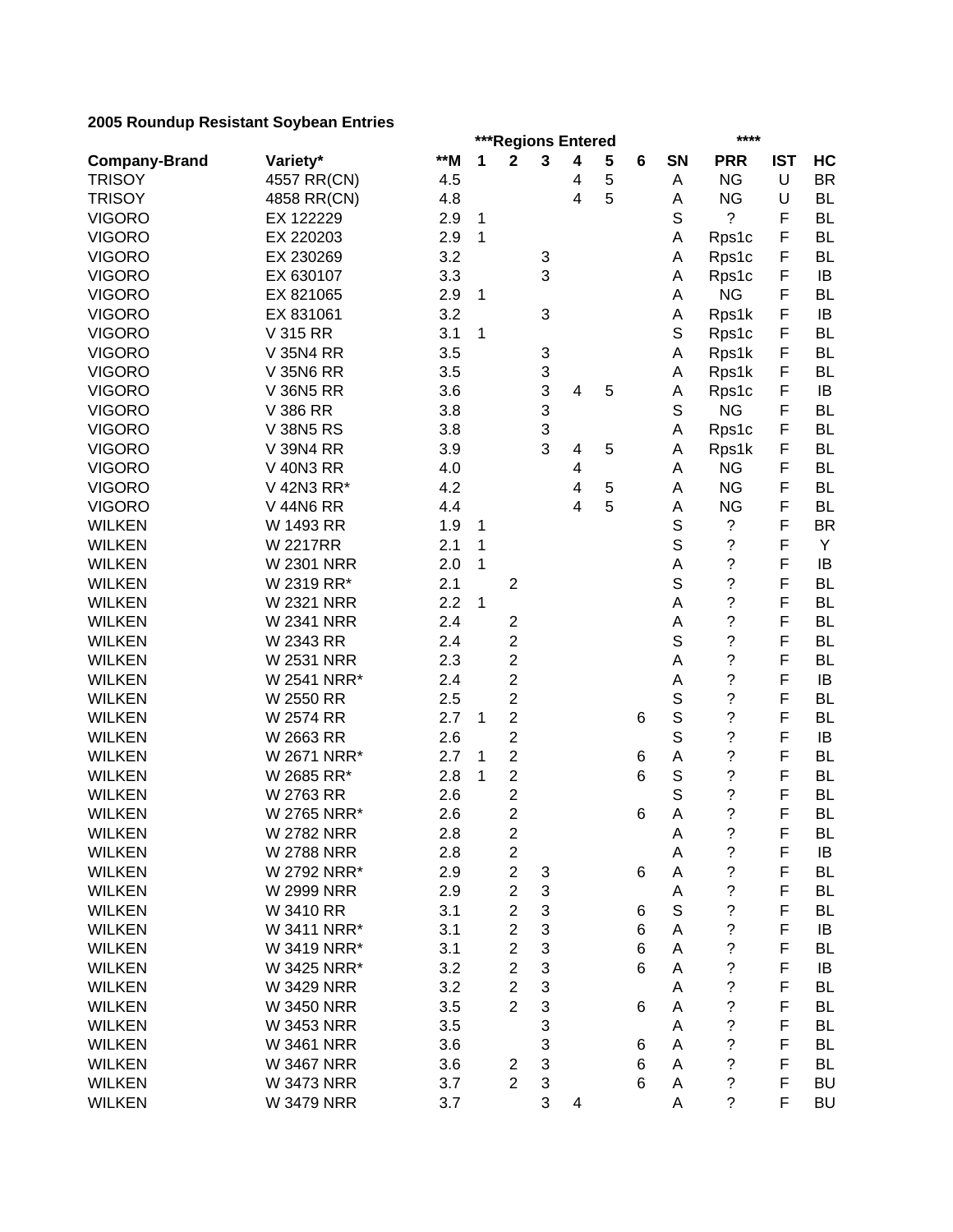**2005 Roundup Resistant Soybean Entries**

| Company-Brand | Variety* | **M | ***Regions Entered | | | | | | SN | **** PRR | IST | HC |
|---|---|---|---|---|---|---|---|---|---|---|---|---|
| | | | 1 | 2 | 3 | 4 | 5 | 6 | | | | |
| TRISOY | 4557 RR(CN) | 4.5 | | | | 4 | 5 | | A | NG | U | BR |
| TRISOY | 4858 RR(CN) | 4.8 | | | | 4 | 5 | | A | NG | U | BL |
| VIGORO | EX 122229 | 2.9 | 1 | | | | | | S | ? | F | BL |
| VIGORO | EX 220203 | 2.9 | 1 | | | | | | A | Rps1c | F | BL |
| VIGORO | EX 230269 | 3.2 | | | 3 | | | | A | Rps1c | F | BL |
| VIGORO | EX 630107 | 3.3 | | | 3 | | | | A | Rps1c | F | IB |
| VIGORO | EX 821065 | 2.9 | 1 | | | | | | A | NG | F | BL |
| VIGORO | EX 831061 | 3.2 | | | 3 | | | | A | Rps1k | F | IB |
| VIGORO | V 315 RR | 3.1 | 1 | | | | | | S | Rps1c | F | BL |
| VIGORO | V 35N4 RR | 3.5 | | | 3 | | | | A | Rps1k | F | BL |
| VIGORO | V 35N6 RR | 3.5 | | | 3 | | | | A | Rps1k | F | BL |
| VIGORO | V 36N5 RR | 3.6 | | | 3 | 4 | 5 | | A | Rps1c | F | IB |
| VIGORO | V 386 RR | 3.8 | | | 3 | | | | S | NG | F | BL |
| VIGORO | V 38N5 RS | 3.8 | | | 3 | | | | A | Rps1c | F | BL |
| VIGORO | V 39N4 RR | 3.9 | | | 3 | 4 | 5 | | A | Rps1k | F | BL |
| VIGORO | V 40N3 RR | 4.0 | | | | 4 | | | A | NG | F | BL |
| VIGORO | V 42N3 RR* | 4.2 | | | | 4 | 5 | | A | NG | F | BL |
| VIGORO | V 44N6 RR | 4.4 | | | | 4 | 5 | | A | NG | F | BL |
| WILKEN | W 1493 RR | 1.9 | 1 | | | | | | S | ? | F | BR |
| WILKEN | W 2217RR | 2.1 | 1 | | | | | | S | ? | F | Y |
| WILKEN | W 2301 NRR | 2.0 | 1 | | | | | | A | ? | F | IB |
| WILKEN | W 2319 RR* | 2.1 | | 2 | | | | | S | ? | F | BL |
| WILKEN | W 2321 NRR | 2.2 | 1 | | | | | | A | ? | F | BL |
| WILKEN | W 2341 NRR | 2.4 | | 2 | | | | | A | ? | F | BL |
| WILKEN | W 2343 RR | 2.4 | | 2 | | | | | S | ? | F | BL |
| WILKEN | W 2531 NRR | 2.3 | | 2 | | | | | A | ? | F | BL |
| WILKEN | W 2541 NRR* | 2.4 | | 2 | | | | | A | ? | F | IB |
| WILKEN | W 2550 RR | 2.5 | | 2 | | | | | S | ? | F | BL |
| WILKEN | W 2574 RR | 2.7 | 1 | 2 | | | | 6 | S | ? | F | BL |
| WILKEN | W 2663 RR | 2.6 | | 2 | | | | | S | ? | F | IB |
| WILKEN | W 2671 NRR* | 2.7 | 1 | 2 | | | | 6 | A | ? | F | BL |
| WILKEN | W 2685 RR* | 2.8 | 1 | 2 | | | | 6 | S | ? | F | BL |
| WILKEN | W 2763 RR | 2.6 | | 2 | | | | | S | ? | F | BL |
| WILKEN | W 2765 NRR* | 2.6 | | 2 | | | | 6 | A | ? | F | BL |
| WILKEN | W 2782 NRR | 2.8 | | 2 | | | | | A | ? | F | BL |
| WILKEN | W 2788 NRR | 2.8 | | 2 | | | | | A | ? | F | IB |
| WILKEN | W 2792 NRR* | 2.9 | | 2 | 3 | | | 6 | A | ? | F | BL |
| WILKEN | W 2999 NRR | 2.9 | | 2 | 3 | | | | A | ? | F | BL |
| WILKEN | W 3410 RR | 3.1 | | 2 | 3 | | | 6 | S | ? | F | BL |
| WILKEN | W 3411 NRR* | 3.1 | | 2 | 3 | | | 6 | A | ? | F | IB |
| WILKEN | W 3419 NRR* | 3.1 | | 2 | 3 | | | 6 | A | ? | F | BL |
| WILKEN | W 3425 NRR* | 3.2 | | 2 | 3 | | | 6 | A | ? | F | IB |
| WILKEN | W 3429 NRR | 3.2 | | 2 | 3 | | | | A | ? | F | BL |
| WILKEN | W 3450 NRR | 3.5 | | 2 | 3 | | | 6 | A | ? | F | BL |
| WILKEN | W 3453 NRR | 3.5 | | | 3 | | | | A | ? | F | BL |
| WILKEN | W 3461 NRR | 3.6 | | | 3 | | | 6 | A | ? | F | BL |
| WILKEN | W 3467 NRR | 3.6 | | 2 | 3 | | | 6 | A | ? | F | BL |
| WILKEN | W 3473 NRR | 3.7 | | 2 | 3 | | | 6 | A | ? | F | BU |
| WILKEN | W 3479 NRR | 3.7 | | | 3 | 4 | | | A | ? | F | BU |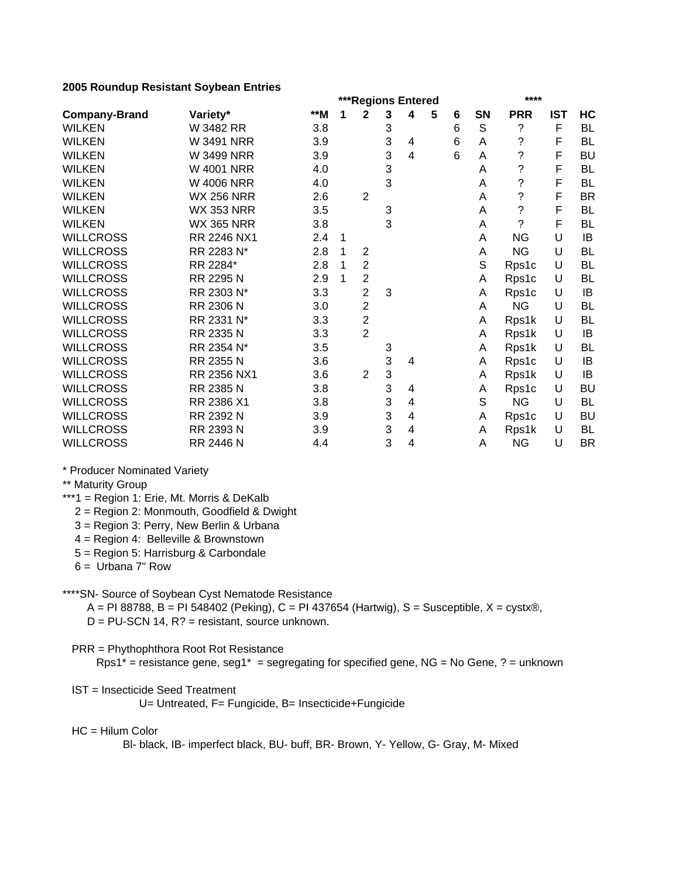**2005 Roundup Resistant Soybean Entries**

| Company-Brand | Variety* | **M | ***Regions Entered 1 | 2 | 3 | 4 | 5 | 6 | **** SN | PRR | IST | HC |
|---|---|---|---|---|---|---|---|---|---|---|---|---|
| WILKEN | W 3482 RR | 3.8 | | | 3 | | | 6 | S | ? | F | BL |
| WILKEN | W 3491 NRR | 3.9 | | | 3 | 4 | | 6 | A | ? | F | BL |
| WILKEN | W 3499 NRR | 3.9 | | | 3 | 4 | | 6 | A | ? | F | BU |
| WILKEN | W 4001 NRR | 4.0 | | | 3 | | | | A | ? | F | BL |
| WILKEN | W 4006 NRR | 4.0 | | | 3 | | | | A | ? | F | BL |
| WILKEN | WX 256 NRR | 2.6 | | 2 | | | | | A | ? | F | BR |
| WILKEN | WX 353 NRR | 3.5 | | | 3 | | | | A | ? | F | BL |
| WILKEN | WX 365 NRR | 3.8 | | | 3 | | | | A | ? | F | BL |
| WILLCROSS | RR 2246 NX1 | 2.4 | 1 | | | | | | A | NG | U | IB |
| WILLCROSS | RR 2283 N* | 2.8 | 1 | 2 | | | | | A | NG | U | BL |
| WILLCROSS | RR 2284* | 2.8 | 1 | 2 | | | | | S | Rps1c | U | BL |
| WILLCROSS | RR 2295 N | 2.9 | 1 | 2 | | | | | A | Rps1c | U | BL |
| WILLCROSS | RR 2303 N* | 3.3 | | 2 | 3 | | | | A | Rps1c | U | IB |
| WILLCROSS | RR 2306 N | 3.0 | | 2 | | | | | A | NG | U | BL |
| WILLCROSS | RR 2331 N* | 3.3 | | 2 | | | | | A | Rps1k | U | BL |
| WILLCROSS | RR 2335 N | 3.3 | | 2 | | | | | A | Rps1k | U | IB |
| WILLCROSS | RR 2354 N* | 3.5 | | | 3 | | | | A | Rps1k | U | BL |
| WILLCROSS | RR 2355 N | 3.6 | | | 3 | 4 | | | A | Rps1c | U | IB |
| WILLCROSS | RR 2356 NX1 | 3.6 | | 2 | 3 | | | | A | Rps1k | U | IB |
| WILLCROSS | RR 2385 N | 3.8 | | | 3 | 4 | | | A | Rps1c | U | BU |
| WILLCROSS | RR 2386 X1 | 3.8 | | | 3 | 4 | | | S | NG | U | BL |
| WILLCROSS | RR 2392 N | 3.9 | | | 3 | 4 | | | A | Rps1c | U | BU |
| WILLCROSS | RR 2393 N | 3.9 | | | 3 | 4 | | | A | Rps1k | U | BL |
| WILLCROSS | RR 2446 N | 4.4 | | | 3 | 4 | | | A | NG | U | BR |

\* Producer Nominated Variety

** Maturity Group

***1 = Region 1: Erie, Mt. Morris & DeKalb
2 = Region 2: Monmouth, Goodfield & Dwight
3 = Region 3: Perry, New Berlin & Urbana
4 = Region 4: Belleville & Brownstown
5 = Region 5: Harrisburg & Carbondale
6 = Urbana 7" Row

****SN- Source of Soybean Cyst Nematode Resistance
A = PI 88788, B = PI 548402 (Peking), C = PI 437654 (Hartwig), S = Susceptible, X = cystx®,
D = PU-SCN 14, R? = resistant, source unknown.

PRR = Phythophthora Root Rot Resistance
Rps1* = resistance gene, seg1* = segregating for specified gene, NG = No Gene, ? = unknown

IST = Insecticide Seed Treatment
U= Untreated, F= Fungicide, B= Insecticide+Fungicide

HC = Hilum Color
Bl- black, IB- imperfect black, BU- buff, BR- Brown, Y- Yellow, G- Gray, M- Mixed